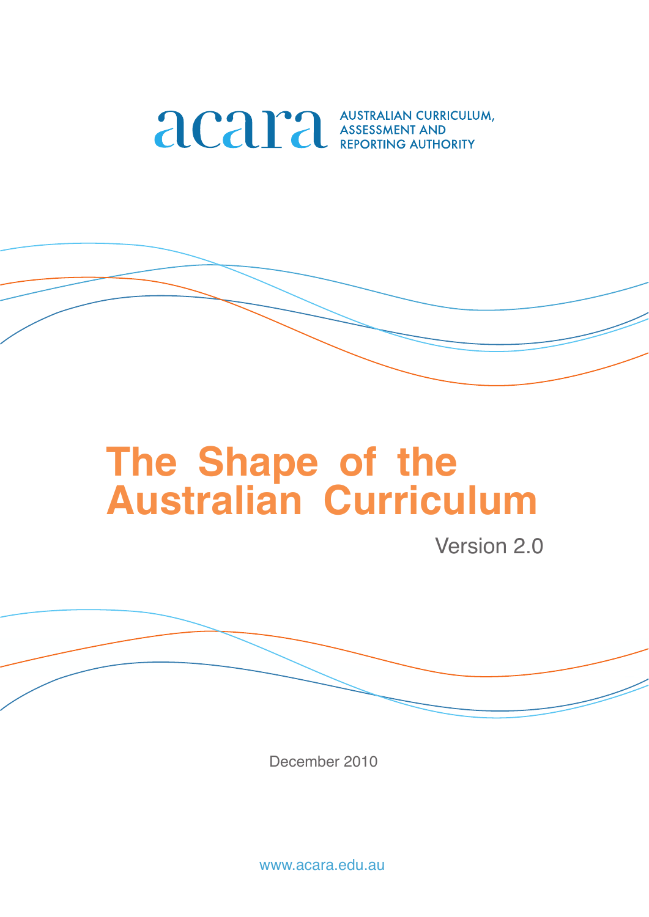acara AUSTRALIAN CURRICULUM, ASSESSMENT AND REPORTING AUTHORITY

# The Shape of the Australian Curriculum

Version 2.0

December 2010

www.acara.edu.au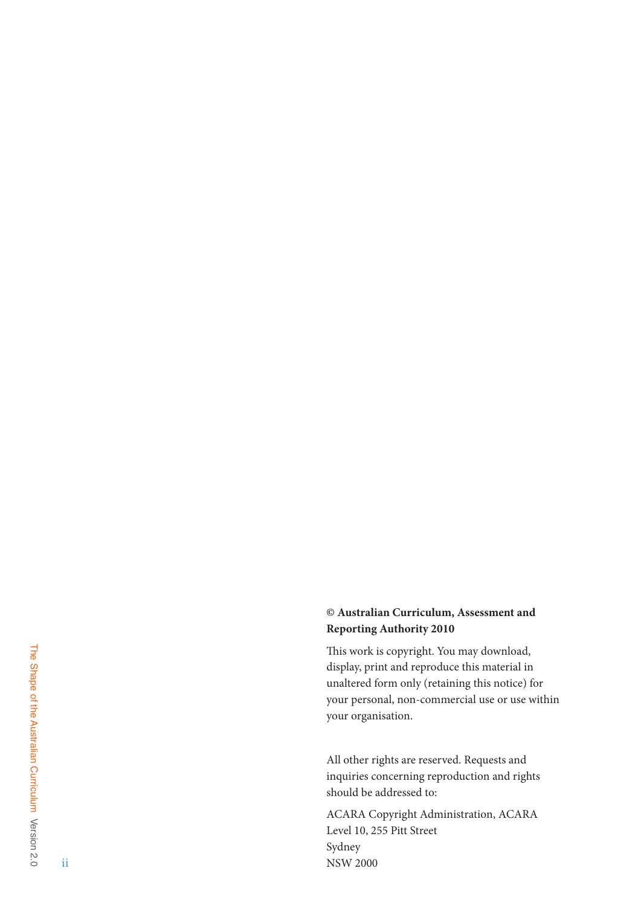**© Australian Curriculum, Assessment and Reporting Authority 2010**

This work is copyright. You may download, display, print and reproduce this material in unaltered form only (retaining this notice) for your personal, non-commercial use or use within your organisation.

All other rights are reserved. Requests and inquiries concerning reproduction and rights should be addressed to:

ACARA Copyright Administration, ACARA
Level 10, 255 Pitt Street
Sydney
NSW 2000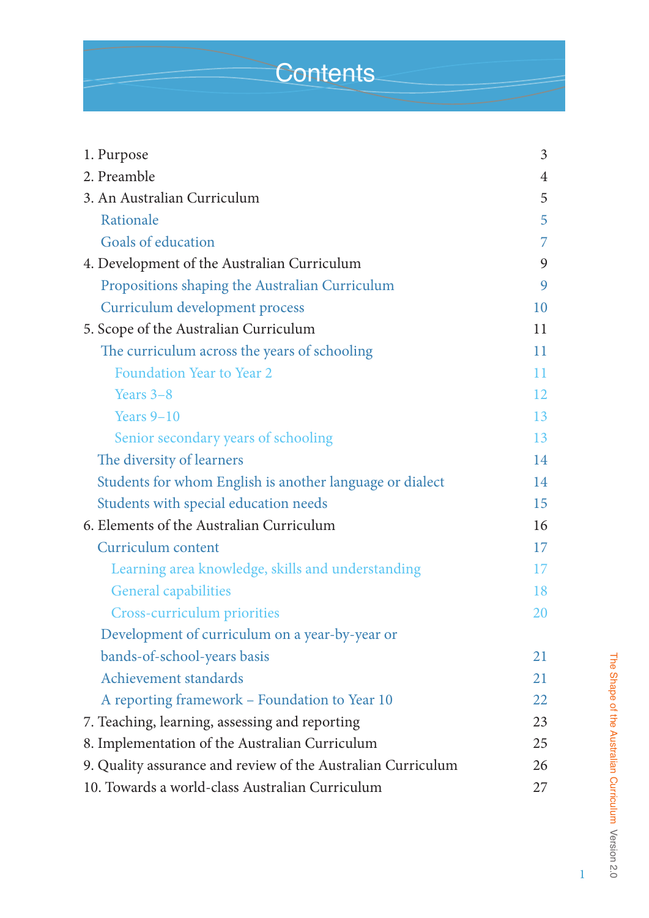# Contents

1. Purpose 3
2. Preamble 4
3. An Australian Curriculum 5
    - Rationale 5
    - Goals of education 7
4. Development of the Australian Curriculum 9
    - Propositions shaping the Australian Curriculum 9
    - Curriculum development process 10
5. Scope of the Australian Curriculum 11
    - The curriculum across the years of schooling 11
        - Foundation Year to Year 2 11
        - Years 3–8 12
        - Years 9–10 13
        - Senior secondary years of schooling 13
    - The diversity of learners 14
    - Students for whom English is another language or dialect 14
    - Students with special education needs 15
6. Elements of the Australian Curriculum 16
    - Curriculum content 17
        - Learning area knowledge, skills and understanding 17
        - General capabilities 18
        - Cross-curriculum priorities 20
    - Development of curriculum on a year-by-year or bands-of-school-years basis 21
    - Achievement standards 21
    - A reporting framework – Foundation to Year 10 22
7. Teaching, learning, assessing and reporting 23
8. Implementation of the Australian Curriculum 25
9. Quality assurance and review of the Australian Curriculum 26
10. Towards a world-class Australian Curriculum 27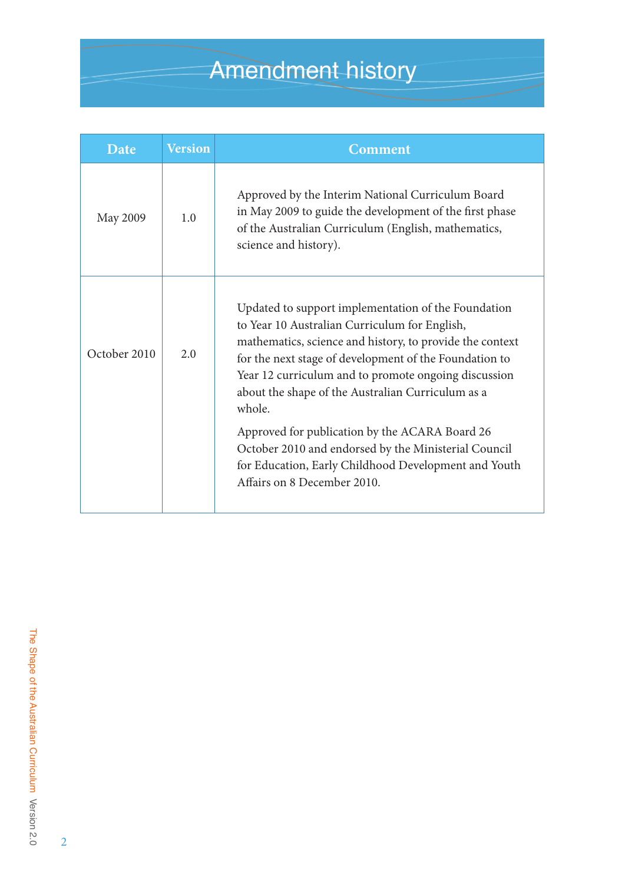# Amendment history

| Date | Version | Comment |
|---|---|---|
| May 2009 | 1.0 | Approved by the Interim National Curriculum Board in May 2009 to guide the development of the first phase of the Australian Curriculum (English, mathematics, science and history). |
| October 2010 | 2.0 | Updated to support implementation of the Foundation to Year 10 Australian Curriculum for English, mathematics, science and history, to provide the context for the next stage of development of the Foundation to Year 12 curriculum and to promote ongoing discussion about the shape of the Australian Curriculum as a whole.<br><br>Approved for publication by the ACARA Board 26 October 2010 and endorsed by the Ministerial Council for Education, Early Childhood Development and Youth Affairs on 8 December 2010. |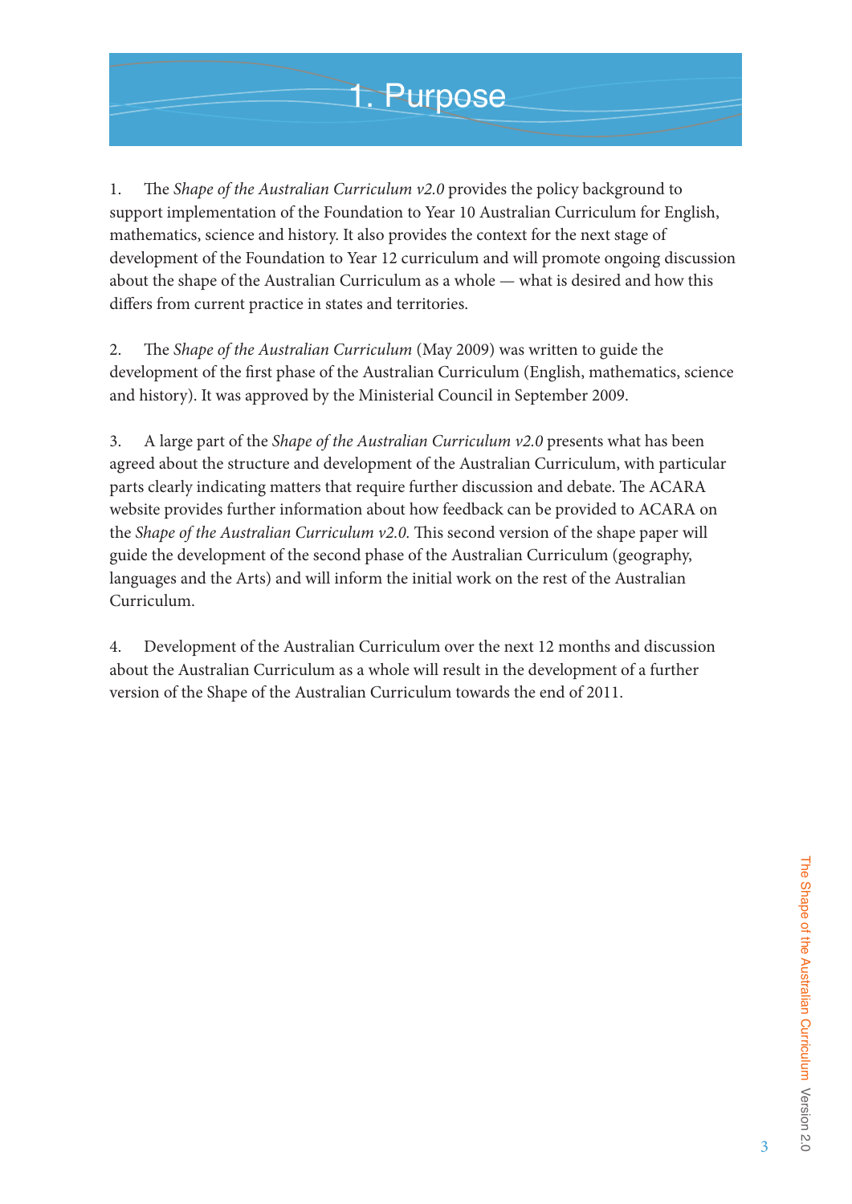# 1. Purpose

1. The *Shape of the Australian Curriculum v2.0* provides the policy background to support implementation of the Foundation to Year 10 Australian Curriculum for English, mathematics, science and history. It also provides the context for the next stage of development of the Foundation to Year 12 curriculum and will promote ongoing discussion about the shape of the Australian Curriculum as a whole — what is desired and how this differs from current practice in states and territories.

2. The *Shape of the Australian Curriculum* (May 2009) was written to guide the development of the first phase of the Australian Curriculum (English, mathematics, science and history). It was approved by the Ministerial Council in September 2009.

3. A large part of the *Shape of the Australian Curriculum v2.0* presents what has been agreed about the structure and development of the Australian Curriculum, with particular parts clearly indicating matters that require further discussion and debate. The ACARA website provides further information about how feedback can be provided to ACARA on the *Shape of the Australian Curriculum v2.0*. This second version of the shape paper will guide the development of the second phase of the Australian Curriculum (geography, languages and the Arts) and will inform the initial work on the rest of the Australian Curriculum.

4. Development of the Australian Curriculum over the next 12 months and discussion about the Australian Curriculum as a whole will result in the development of a further version of the Shape of the Australian Curriculum towards the end of 2011.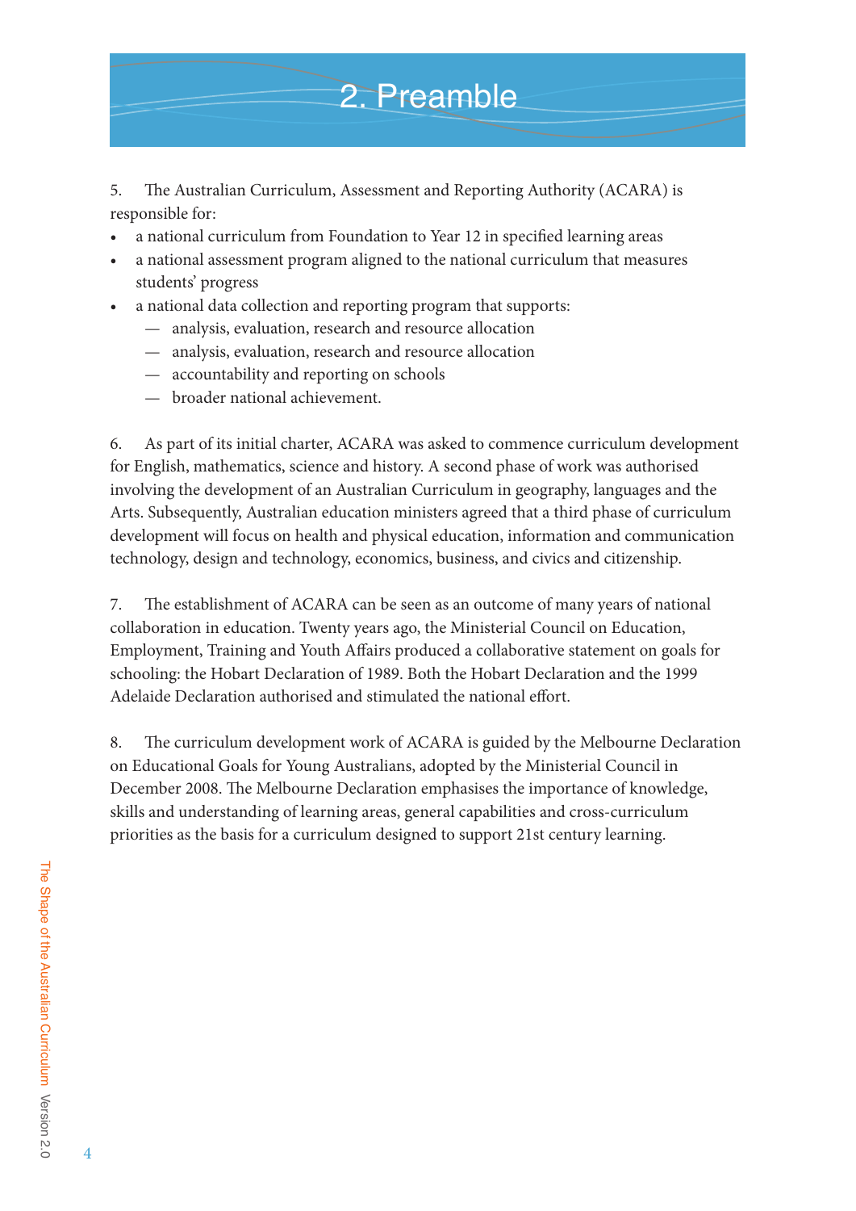# 2. Preamble

5. The Australian Curriculum, Assessment and Reporting Authority (ACARA) is responsible for:

- a national curriculum from Foundation to Year 12 in specified learning areas
- a national assessment program aligned to the national curriculum that measures students' progress
- a national data collection and reporting program that supports:
  - analysis, evaluation, research and resource allocation
  - analysis, evaluation, research and resource allocation
  - accountability and reporting on schools
  - broader national achievement.

6. As part of its initial charter, ACARA was asked to commence curriculum development for English, mathematics, science and history. A second phase of work was authorised involving the development of an Australian Curriculum in geography, languages and the Arts. Subsequently, Australian education ministers agreed that a third phase of curriculum development will focus on health and physical education, information and communication technology, design and technology, economics, business, and civics and citizenship.

7. The establishment of ACARA can be seen as an outcome of many years of national collaboration in education. Twenty years ago, the Ministerial Council on Education, Employment, Training and Youth Affairs produced a collaborative statement on goals for schooling: the Hobart Declaration of 1989. Both the Hobart Declaration and the 1999 Adelaide Declaration authorised and stimulated the national effort.

8. The curriculum development work of ACARA is guided by the Melbourne Declaration on Educational Goals for Young Australians, adopted by the Ministerial Council in December 2008. The Melbourne Declaration emphasises the importance of knowledge, skills and understanding of learning areas, general capabilities and cross-curriculum priorities as the basis for a curriculum designed to support 21st century learning.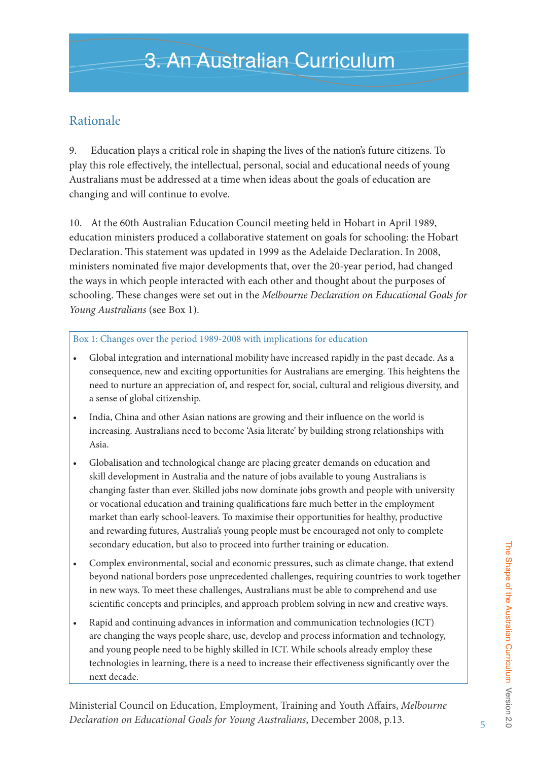# 3. An Australian Curriculum

## Rationale

9. Education plays a critical role in shaping the lives of the nation's future citizens. To play this role effectively, the intellectual, personal, social and educational needs of young Australians must be addressed at a time when ideas about the goals of education are changing and will continue to evolve.

10. At the 60th Australian Education Council meeting held in Hobart in April 1989, education ministers produced a collaborative statement on goals for schooling: the Hobart Declaration. This statement was updated in 1999 as the Adelaide Declaration. In 2008, ministers nominated five major developments that, over the 20-year period, had changed the ways in which people interacted with each other and thought about the purposes of schooling. These changes were set out in the *Melbourne Declaration on Educational Goals for Young Australians* (see Box 1).

> Box 1: Changes over the period 1989-2008 with implications for education
>
> - Global integration and international mobility have increased rapidly in the past decade. As a consequence, new and exciting opportunities for Australians are emerging. This heightens the need to nurture an appreciation of, and respect for, social, cultural and religious diversity, and a sense of global citizenship.
> - India, China and other Asian nations are growing and their influence on the world is increasing. Australians need to become 'Asia literate' by building strong relationships with Asia.
> - Globalisation and technological change are placing greater demands on education and skill development in Australia and the nature of jobs available to young Australians is changing faster than ever. Skilled jobs now dominate jobs growth and people with university or vocational education and training qualifications fare much better in the employment market than early school-leavers. To maximise their opportunities for healthy, productive and rewarding futures, Australia's young people must be encouraged not only to complete secondary education, but also to proceed into further training or education.
> - Complex environmental, social and economic pressures, such as climate change, that extend beyond national borders pose unprecedented challenges, requiring countries to work together in new ways. To meet these challenges, Australians must be able to comprehend and use scientific concepts and principles, and approach problem solving in new and creative ways.
> - Rapid and continuing advances in information and communication technologies (ICT) are changing the ways people share, use, develop and process information and technology, and young people need to be highly skilled in ICT. While schools already employ these technologies in learning, there is a need to increase their effectiveness significantly over the next decade.

Ministerial Council on Education, Employment, Training and Youth Affairs, *Melbourne Declaration on Educational Goals for Young Australians*, December 2008, p.13.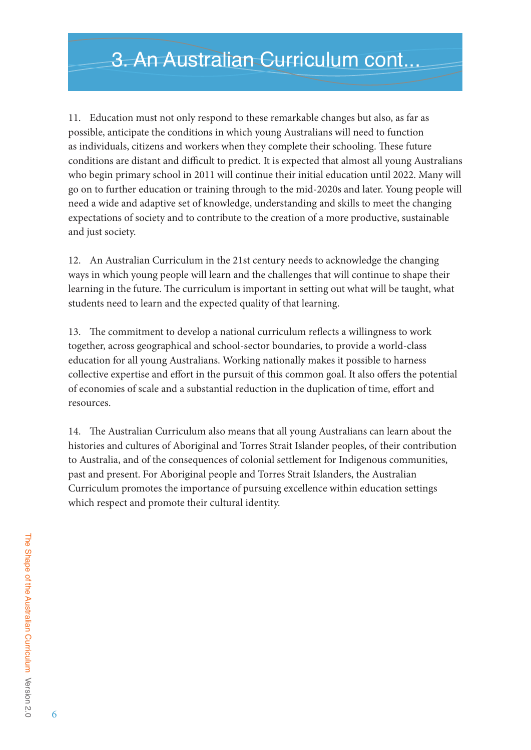# 3. An Australian Curriculum cont...

11. Education must not only respond to these remarkable changes but also, as far as possible, anticipate the conditions in which young Australians will need to function as individuals, citizens and workers when they complete their schooling. These future conditions are distant and difficult to predict. It is expected that almost all young Australians who begin primary school in 2011 will continue their initial education until 2022. Many will go on to further education or training through to the mid-2020s and later. Young people will need a wide and adaptive set of knowledge, understanding and skills to meet the changing expectations of society and to contribute to the creation of a more productive, sustainable and just society.

12. An Australian Curriculum in the 21st century needs to acknowledge the changing ways in which young people will learn and the challenges that will continue to shape their learning in the future. The curriculum is important in setting out what will be taught, what students need to learn and the expected quality of that learning.

13. The commitment to develop a national curriculum reflects a willingness to work together, across geographical and school-sector boundaries, to provide a world-class education for all young Australians. Working nationally makes it possible to harness collective expertise and effort in the pursuit of this common goal. It also offers the potential of economies of scale and a substantial reduction in the duplication of time, effort and resources.

14. The Australian Curriculum also means that all young Australians can learn about the histories and cultures of Aboriginal and Torres Strait Islander peoples, of their contribution to Australia, and of the consequences of colonial settlement for Indigenous communities, past and present. For Aboriginal people and Torres Strait Islanders, the Australian Curriculum promotes the importance of pursuing excellence within education settings which respect and promote their cultural identity.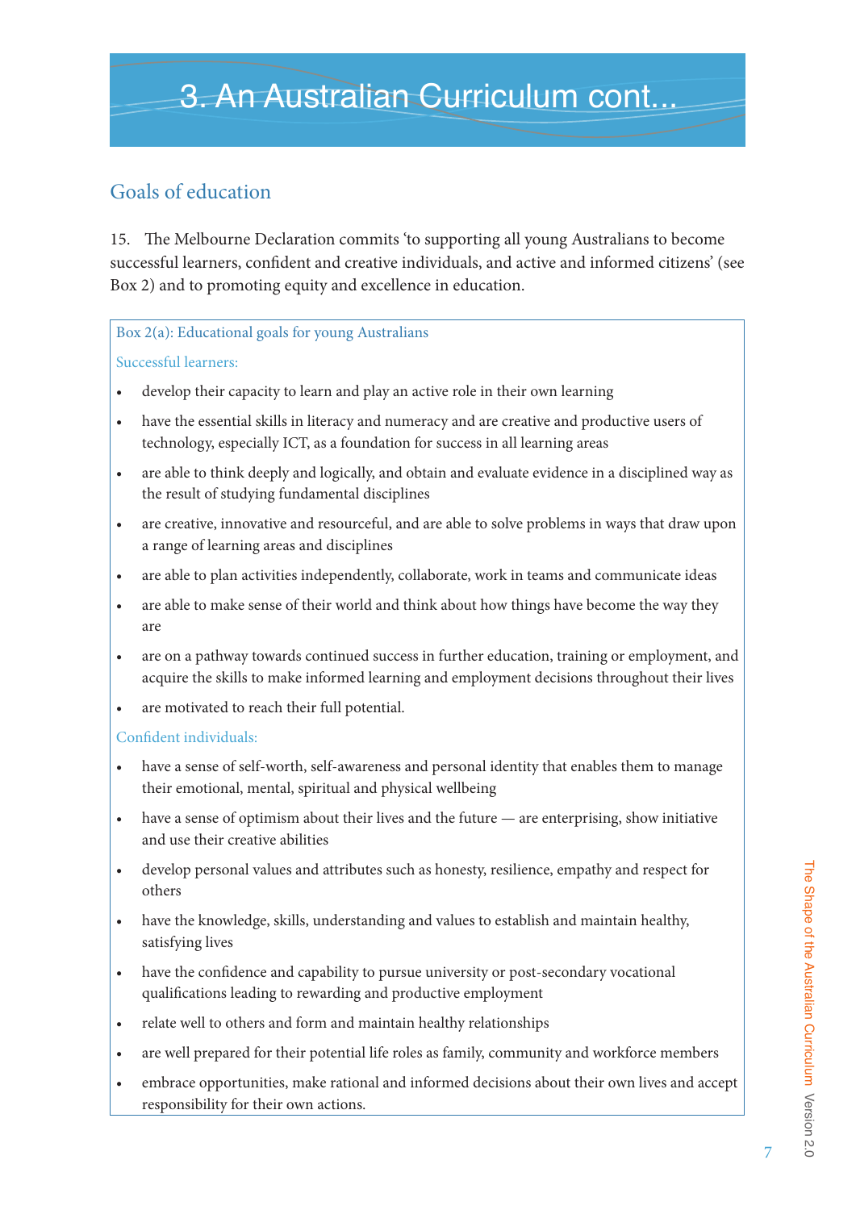# 3. An Australian Curriculum cont...

## Goals of education

15. The Melbourne Declaration commits 'to supporting all young Australians to become successful learners, confident and creative individuals, and active and informed citizens' (see Box 2) and to promoting equity and excellence in education.

**Box 2(a): Educational goals for young Australians**

**Successful learners:**

- develop their capacity to learn and play an active role in their own learning
- have the essential skills in literacy and numeracy and are creative and productive users of technology, especially ICT, as a foundation for success in all learning areas
- are able to think deeply and logically, and obtain and evaluate evidence in a disciplined way as the result of studying fundamental disciplines
- are creative, innovative and resourceful, and are able to solve problems in ways that draw upon a range of learning areas and disciplines
- are able to plan activities independently, collaborate, work in teams and communicate ideas
- are able to make sense of their world and think about how things have become the way they are
- are on a pathway towards continued success in further education, training or employment, and acquire the skills to make informed learning and employment decisions throughout their lives
- are motivated to reach their full potential.

**Confident individuals:**

- have a sense of self-worth, self-awareness and personal identity that enables them to manage their emotional, mental, spiritual and physical wellbeing
- have a sense of optimism about their lives and the future — are enterprising, show initiative and use their creative abilities
- develop personal values and attributes such as honesty, resilience, empathy and respect for others
- have the knowledge, skills, understanding and values to establish and maintain healthy, satisfying lives
- have the confidence and capability to pursue university or post-secondary vocational qualifications leading to rewarding and productive employment
- relate well to others and form and maintain healthy relationships
- are well prepared for their potential life roles as family, community and workforce members
- embrace opportunities, make rational and informed decisions about their own lives and accept responsibility for their own actions.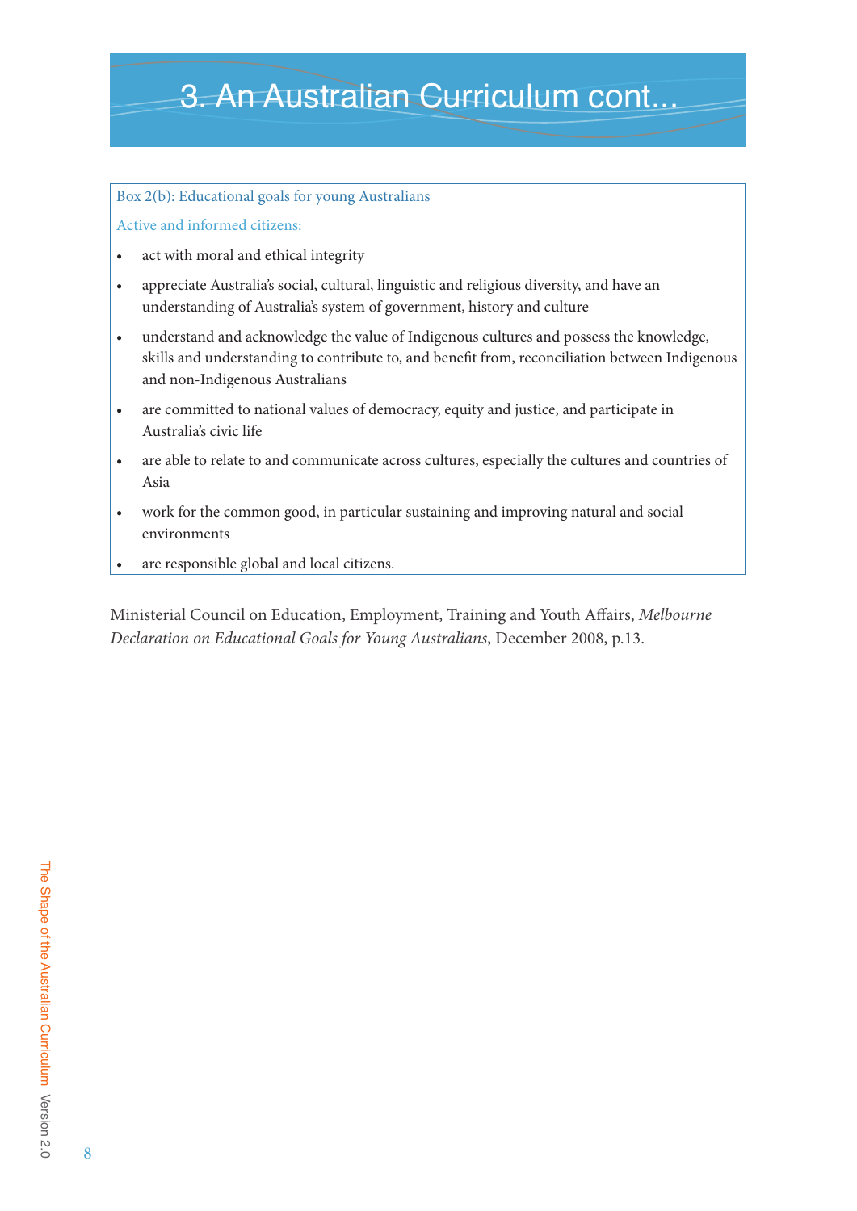# 3. An Australian Curriculum cont...

Box 2(b): Educational goals for young Australians

Active and informed citizens:

- act with moral and ethical integrity
- appreciate Australia's social, cultural, linguistic and religious diversity, and have an understanding of Australia's system of government, history and culture
- understand and acknowledge the value of Indigenous cultures and possess the knowledge, skills and understanding to contribute to, and benefit from, reconciliation between Indigenous and non-Indigenous Australians
- are committed to national values of democracy, equity and justice, and participate in Australia's civic life
- are able to relate to and communicate across cultures, especially the cultures and countries of Asia
- work for the common good, in particular sustaining and improving natural and social environments
- are responsible global and local citizens.

Ministerial Council on Education, Employment, Training and Youth Affairs, *Melbourne Declaration on Educational Goals for Young Australians*, December 2008, p.13.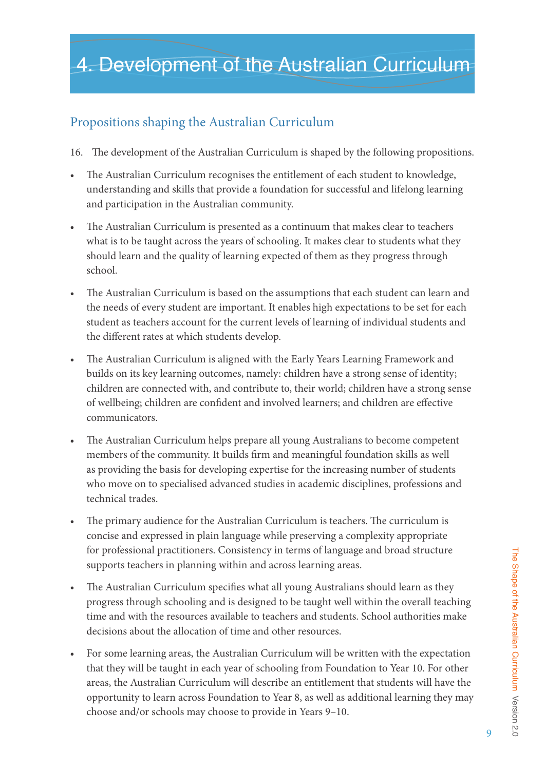# 4. Development of the Australian Curriculum

## Propositions shaping the Australian Curriculum

16. The development of the Australian Curriculum is shaped by the following propositions.

- The Australian Curriculum recognises the entitlement of each student to knowledge, understanding and skills that provide a foundation for successful and lifelong learning and participation in the Australian community.
- The Australian Curriculum is presented as a continuum that makes clear to teachers what is to be taught across the years of schooling. It makes clear to students what they should learn and the quality of learning expected of them as they progress through school.
- The Australian Curriculum is based on the assumptions that each student can learn and the needs of every student are important. It enables high expectations to be set for each student as teachers account for the current levels of learning of individual students and the different rates at which students develop.
- The Australian Curriculum is aligned with the Early Years Learning Framework and builds on its key learning outcomes, namely: children have a strong sense of identity; children are connected with, and contribute to, their world; children have a strong sense of wellbeing; children are confident and involved learners; and children are effective communicators.
- The Australian Curriculum helps prepare all young Australians to become competent members of the community. It builds firm and meaningful foundation skills as well as providing the basis for developing expertise for the increasing number of students who move on to specialised advanced studies in academic disciplines, professions and technical trades.
- The primary audience for the Australian Curriculum is teachers. The curriculum is concise and expressed in plain language while preserving a complexity appropriate for professional practitioners. Consistency in terms of language and broad structure supports teachers in planning within and across learning areas.
- The Australian Curriculum specifies what all young Australians should learn as they progress through schooling and is designed to be taught well within the overall teaching time and with the resources available to teachers and students. School authorities make decisions about the allocation of time and other resources.
- For some learning areas, the Australian Curriculum will be written with the expectation that they will be taught in each year of schooling from Foundation to Year 10. For other areas, the Australian Curriculum will describe an entitlement that students will have the opportunity to learn across Foundation to Year 8, as well as additional learning they may choose and/or schools may choose to provide in Years 9–10.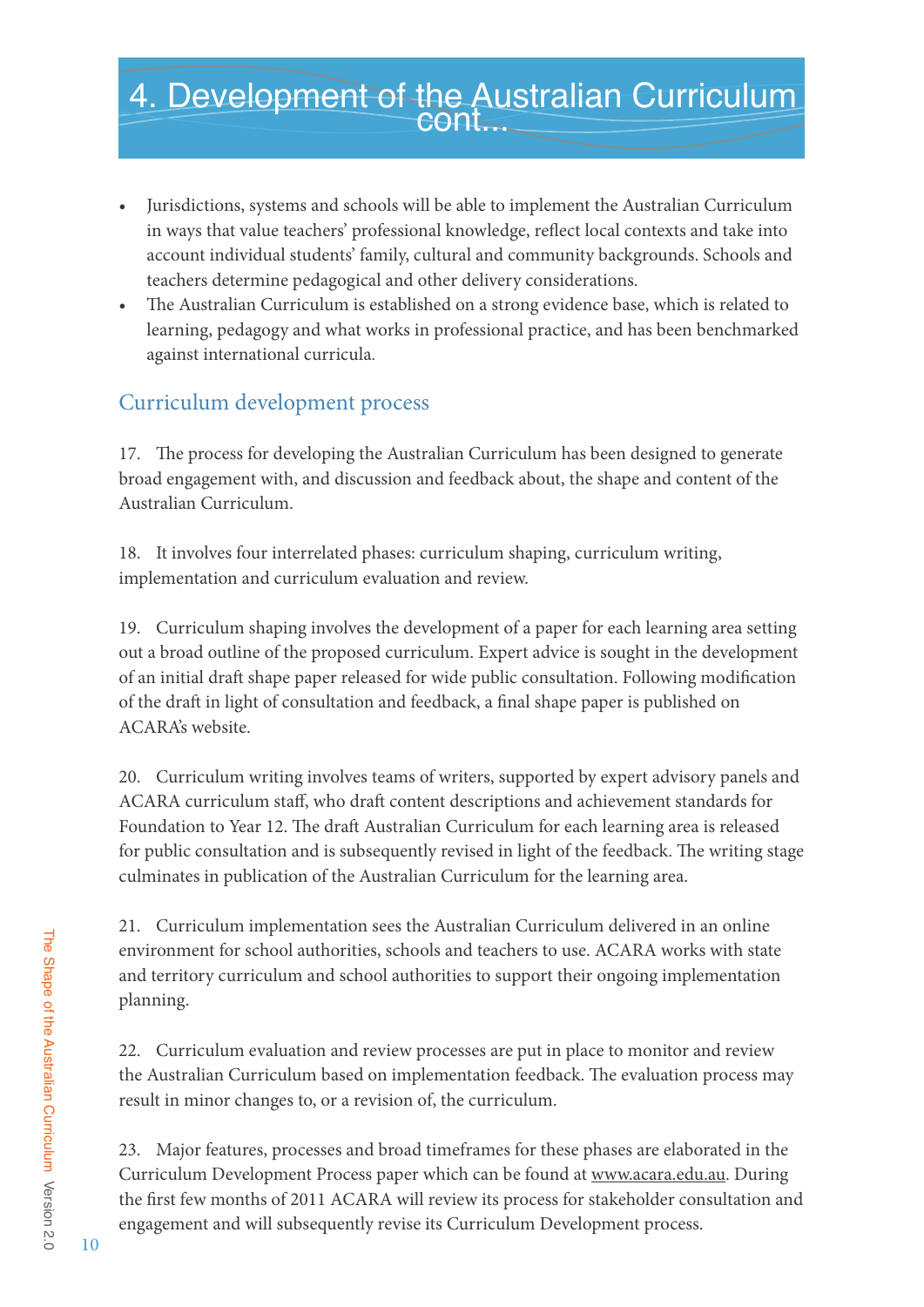# 4. Development of the Australian Curriculum cont...

- Jurisdictions, systems and schools will be able to implement the Australian Curriculum in ways that value teachers' professional knowledge, reflect local contexts and take into account individual students' family, cultural and community backgrounds. Schools and teachers determine pedagogical and other delivery considerations.
- The Australian Curriculum is established on a strong evidence base, which is related to learning, pedagogy and what works in professional practice, and has been benchmarked against international curricula.

## Curriculum development process

17. The process for developing the Australian Curriculum has been designed to generate broad engagement with, and discussion and feedback about, the shape and content of the Australian Curriculum.

18. It involves four interrelated phases: curriculum shaping, curriculum writing, implementation and curriculum evaluation and review.

19. Curriculum shaping involves the development of a paper for each learning area setting out a broad outline of the proposed curriculum. Expert advice is sought in the development of an initial draft shape paper released for wide public consultation. Following modification of the draft in light of consultation and feedback, a final shape paper is published on ACARA's website.

20. Curriculum writing involves teams of writers, supported by expert advisory panels and ACARA curriculum staff, who draft content descriptions and achievement standards for Foundation to Year 12. The draft Australian Curriculum for each learning area is released for public consultation and is subsequently revised in light of the feedback. The writing stage culminates in publication of the Australian Curriculum for the learning area.

21. Curriculum implementation sees the Australian Curriculum delivered in an online environment for school authorities, schools and teachers to use. ACARA works with state and territory curriculum and school authorities to support their ongoing implementation planning.

22. Curriculum evaluation and review processes are put in place to monitor and review the Australian Curriculum based on implementation feedback. The evaluation process may result in minor changes to, or a revision of, the curriculum.

23. Major features, processes and broad timeframes for these phases are elaborated in the Curriculum Development Process paper which can be found at www.acara.edu.au. During the first few months of 2011 ACARA will review its process for stakeholder consultation and engagement and will subsequently revise its Curriculum Development process.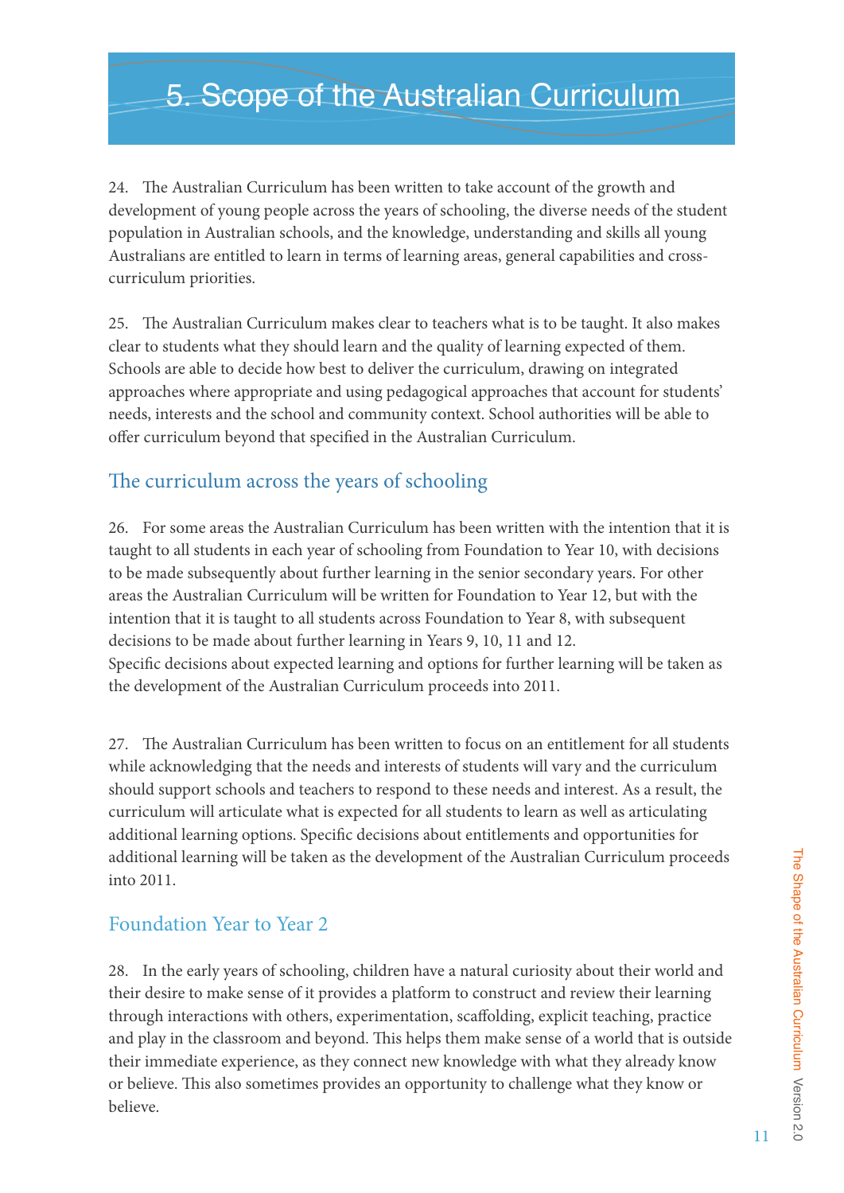# 5. Scope of the Australian Curriculum

24. The Australian Curriculum has been written to take account of the growth and development of young people across the years of schooling, the diverse needs of the student population in Australian schools, and the knowledge, understanding and skills all young Australians are entitled to learn in terms of learning areas, general capabilities and cross-curriculum priorities.

25. The Australian Curriculum makes clear to teachers what is to be taught. It also makes clear to students what they should learn and the quality of learning expected of them. Schools are able to decide how best to deliver the curriculum, drawing on integrated approaches where appropriate and using pedagogical approaches that account for students' needs, interests and the school and community context. School authorities will be able to offer curriculum beyond that specified in the Australian Curriculum.

## The curriculum across the years of schooling

26. For some areas the Australian Curriculum has been written with the intention that it is taught to all students in each year of schooling from Foundation to Year 10, with decisions to be made subsequently about further learning in the senior secondary years. For other areas the Australian Curriculum will be written for Foundation to Year 12, but with the intention that it is taught to all students across Foundation to Year 8, with subsequent decisions to be made about further learning in Years 9, 10, 11 and 12. Specific decisions about expected learning and options for further learning will be taken as the development of the Australian Curriculum proceeds into 2011.

27. The Australian Curriculum has been written to focus on an entitlement for all students while acknowledging that the needs and interests of students will vary and the curriculum should support schools and teachers to respond to these needs and interest. As a result, the curriculum will articulate what is expected for all students to learn as well as articulating additional learning options. Specific decisions about entitlements and opportunities for additional learning will be taken as the development of the Australian Curriculum proceeds into 2011.

## Foundation Year to Year 2

28. In the early years of schooling, children have a natural curiosity about their world and their desire to make sense of it provides a platform to construct and review their learning through interactions with others, experimentation, scaffolding, explicit teaching, practice and play in the classroom and beyond. This helps them make sense of a world that is outside their immediate experience, as they connect new knowledge with what they already know or believe. This also sometimes provides an opportunity to challenge what they know or believe.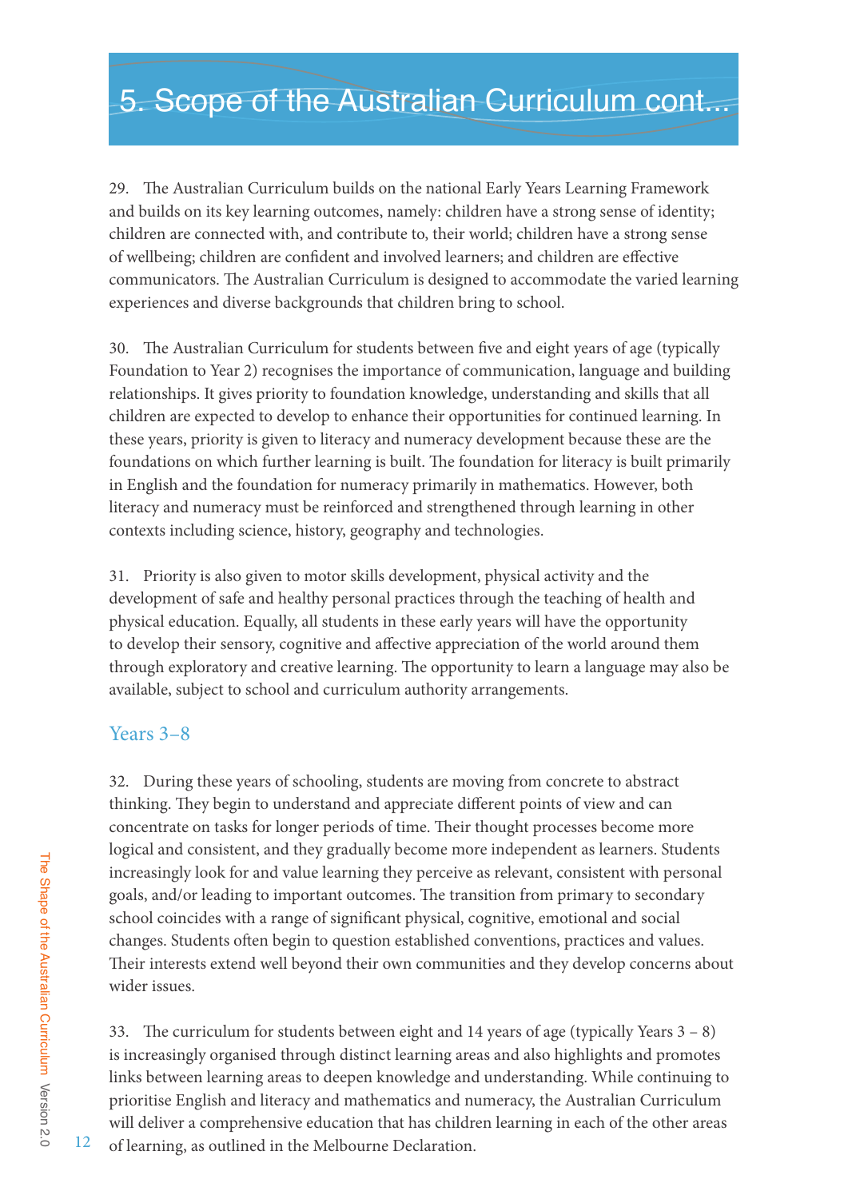# 5. Scope of the Australian Curriculum cont...

29. The Australian Curriculum builds on the national Early Years Learning Framework and builds on its key learning outcomes, namely: children have a strong sense of identity; children are connected with, and contribute to, their world; children have a strong sense of wellbeing; children are confident and involved learners; and children are effective communicators. The Australian Curriculum is designed to accommodate the varied learning experiences and diverse backgrounds that children bring to school.

30. The Australian Curriculum for students between five and eight years of age (typically Foundation to Year 2) recognises the importance of communication, language and building relationships. It gives priority to foundation knowledge, understanding and skills that all children are expected to develop to enhance their opportunities for continued learning. In these years, priority is given to literacy and numeracy development because these are the foundations on which further learning is built. The foundation for literacy is built primarily in English and the foundation for numeracy primarily in mathematics. However, both literacy and numeracy must be reinforced and strengthened through learning in other contexts including science, history, geography and technologies.

31. Priority is also given to motor skills development, physical activity and the development of safe and healthy personal practices through the teaching of health and physical education. Equally, all students in these early years will have the opportunity to develop their sensory, cognitive and affective appreciation of the world around them through exploratory and creative learning. The opportunity to learn a language may also be available, subject to school and curriculum authority arrangements.

## Years 3–8

32. During these years of schooling, students are moving from concrete to abstract thinking. They begin to understand and appreciate different points of view and can concentrate on tasks for longer periods of time. Their thought processes become more logical and consistent, and they gradually become more independent as learners. Students increasingly look for and value learning they perceive as relevant, consistent with personal goals, and/or leading to important outcomes. The transition from primary to secondary school coincides with a range of significant physical, cognitive, emotional and social changes. Students often begin to question established conventions, practices and values. Their interests extend well beyond their own communities and they develop concerns about wider issues.

33. The curriculum for students between eight and 14 years of age (typically Years 3 – 8) is increasingly organised through distinct learning areas and also highlights and promotes links between learning areas to deepen knowledge and understanding. While continuing to prioritise English and literacy and mathematics and numeracy, the Australian Curriculum will deliver a comprehensive education that has children learning in each of the other areas of learning, as outlined in the Melbourne Declaration.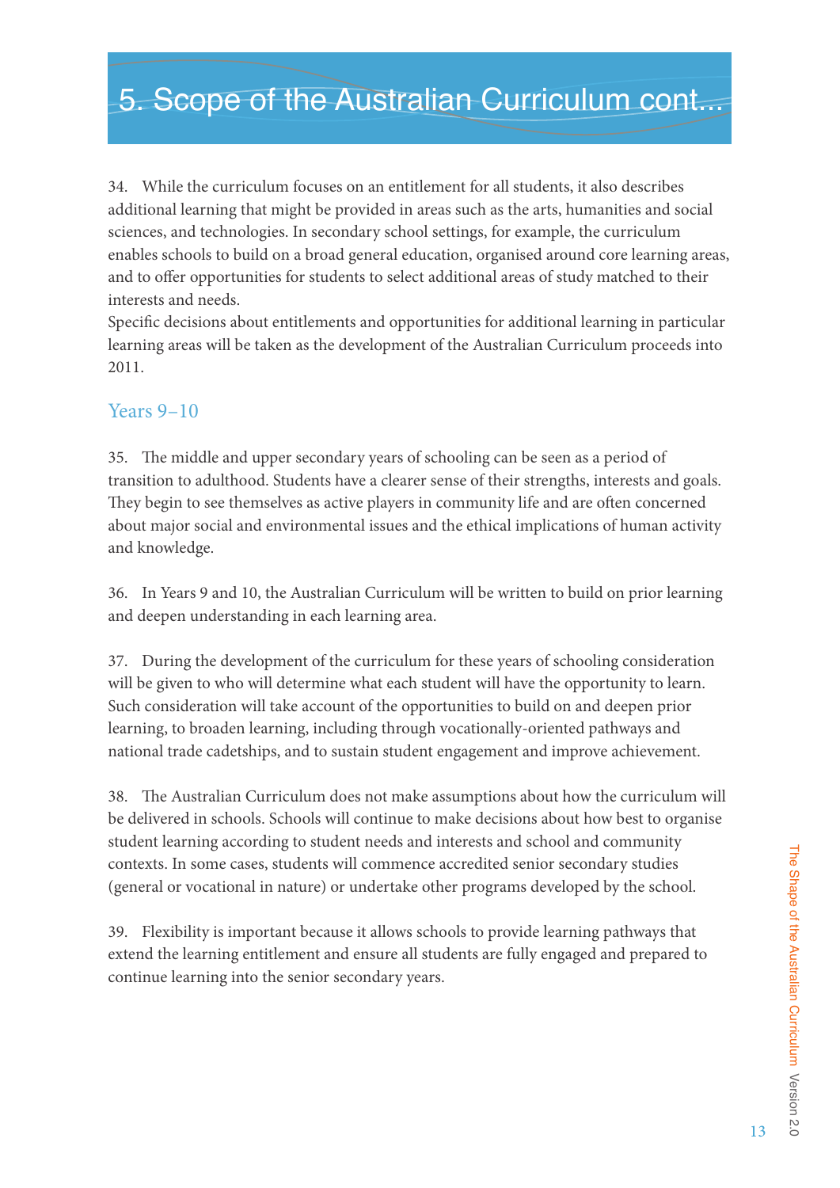# 5. Scope of the Australian Curriculum cont...

34. While the curriculum focuses on an entitlement for all students, it also describes additional learning that might be provided in areas such as the arts, humanities and social sciences, and technologies. In secondary school settings, for example, the curriculum enables schools to build on a broad general education, organised around core learning areas, and to offer opportunities for students to select additional areas of study matched to their interests and needs.
Specific decisions about entitlements and opportunities for additional learning in particular learning areas will be taken as the development of the Australian Curriculum proceeds into 2011.

## Years 9–10

35. The middle and upper secondary years of schooling can be seen as a period of transition to adulthood. Students have a clearer sense of their strengths, interests and goals. They begin to see themselves as active players in community life and are often concerned about major social and environmental issues and the ethical implications of human activity and knowledge.

36. In Years 9 and 10, the Australian Curriculum will be written to build on prior learning and deepen understanding in each learning area.

37. During the development of the curriculum for these years of schooling consideration will be given to who will determine what each student will have the opportunity to learn. Such consideration will take account of the opportunities to build on and deepen prior learning, to broaden learning, including through vocationally-oriented pathways and national trade cadetships, and to sustain student engagement and improve achievement.

38. The Australian Curriculum does not make assumptions about how the curriculum will be delivered in schools. Schools will continue to make decisions about how best to organise student learning according to student needs and interests and school and community contexts. In some cases, students will commence accredited senior secondary studies (general or vocational in nature) or undertake other programs developed by the school.

39. Flexibility is important because it allows schools to provide learning pathways that extend the learning entitlement and ensure all students are fully engaged and prepared to continue learning into the senior secondary years.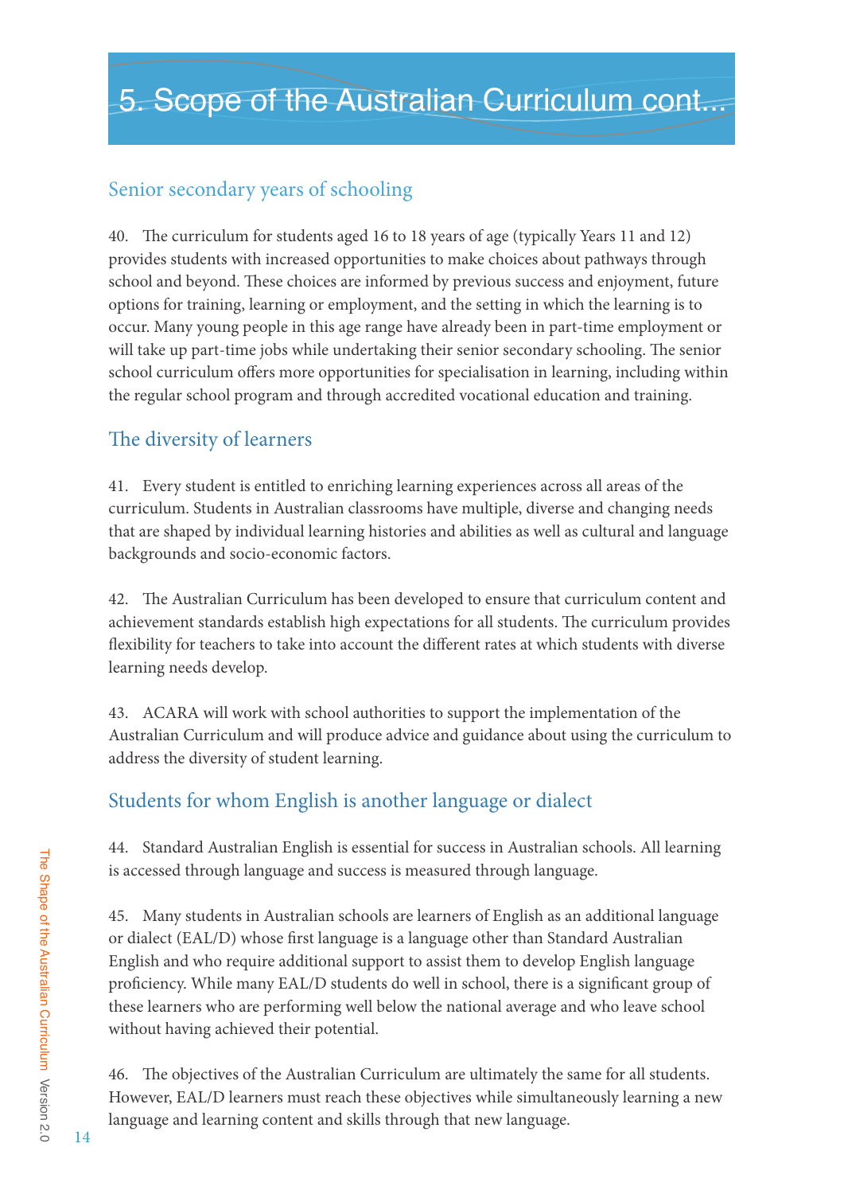# 5. Scope of the Australian Curriculum cont...

## Senior secondary years of schooling

40. The curriculum for students aged 16 to 18 years of age (typically Years 11 and 12) provides students with increased opportunities to make choices about pathways through school and beyond. These choices are informed by previous success and enjoyment, future options for training, learning or employment, and the setting in which the learning is to occur. Many young people in this age range have already been in part-time employment or will take up part-time jobs while undertaking their senior secondary schooling. The senior school curriculum offers more opportunities for specialisation in learning, including within the regular school program and through accredited vocational education and training.

## The diversity of learners

41. Every student is entitled to enriching learning experiences across all areas of the curriculum. Students in Australian classrooms have multiple, diverse and changing needs that are shaped by individual learning histories and abilities as well as cultural and language backgrounds and socio-economic factors.

42. The Australian Curriculum has been developed to ensure that curriculum content and achievement standards establish high expectations for all students. The curriculum provides flexibility for teachers to take into account the different rates at which students with diverse learning needs develop.

43. ACARA will work with school authorities to support the implementation of the Australian Curriculum and will produce advice and guidance about using the curriculum to address the diversity of student learning.

## Students for whom English is another language or dialect

44. Standard Australian English is essential for success in Australian schools. All learning is accessed through language and success is measured through language.

45. Many students in Australian schools are learners of English as an additional language or dialect (EAL/D) whose first language is a language other than Standard Australian English and who require additional support to assist them to develop English language proficiency. While many EAL/D students do well in school, there is a significant group of these learners who are performing well below the national average and who leave school without having achieved their potential.

46. The objectives of the Australian Curriculum are ultimately the same for all students. However, EAL/D learners must reach these objectives while simultaneously learning a new language and learning content and skills through that new language.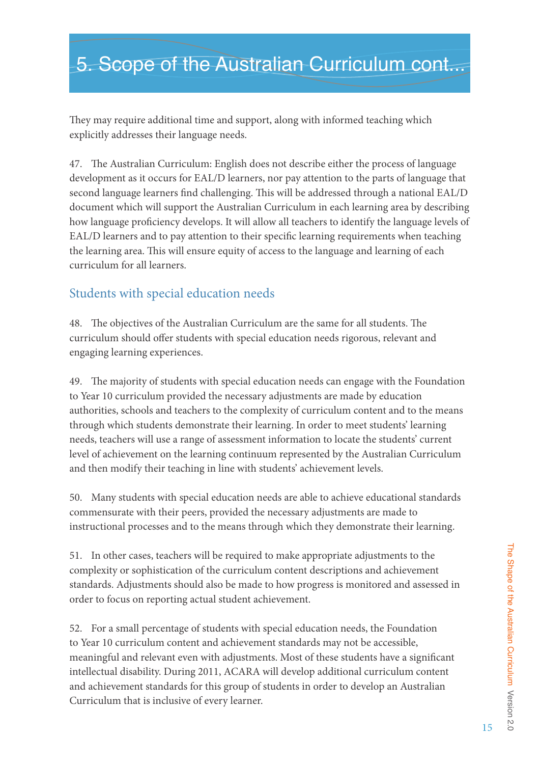# 5. Scope of the Australian Curriculum cont...

They may require additional time and support, along with informed teaching which explicitly addresses their language needs.

47. The Australian Curriculum: English does not describe either the process of language development as it occurs for EAL/D learners, nor pay attention to the parts of language that second language learners find challenging. This will be addressed through a national EAL/D document which will support the Australian Curriculum in each learning area by describing how language proficiency develops. It will allow all teachers to identify the language levels of EAL/D learners and to pay attention to their specific learning requirements when teaching the learning area. This will ensure equity of access to the language and learning of each curriculum for all learners.

## Students with special education needs

48. The objectives of the Australian Curriculum are the same for all students. The curriculum should offer students with special education needs rigorous, relevant and engaging learning experiences.

49. The majority of students with special education needs can engage with the Foundation to Year 10 curriculum provided the necessary adjustments are made by education authorities, schools and teachers to the complexity of curriculum content and to the means through which students demonstrate their learning. In order to meet students' learning needs, teachers will use a range of assessment information to locate the students' current level of achievement on the learning continuum represented by the Australian Curriculum and then modify their teaching in line with students' achievement levels.

50. Many students with special education needs are able to achieve educational standards commensurate with their peers, provided the necessary adjustments are made to instructional processes and to the means through which they demonstrate their learning.

51. In other cases, teachers will be required to make appropriate adjustments to the complexity or sophistication of the curriculum content descriptions and achievement standards. Adjustments should also be made to how progress is monitored and assessed in order to focus on reporting actual student achievement.

52. For a small percentage of students with special education needs, the Foundation to Year 10 curriculum content and achievement standards may not be accessible, meaningful and relevant even with adjustments. Most of these students have a significant intellectual disability. During 2011, ACARA will develop additional curriculum content and achievement standards for this group of students in order to develop an Australian Curriculum that is inclusive of every learner.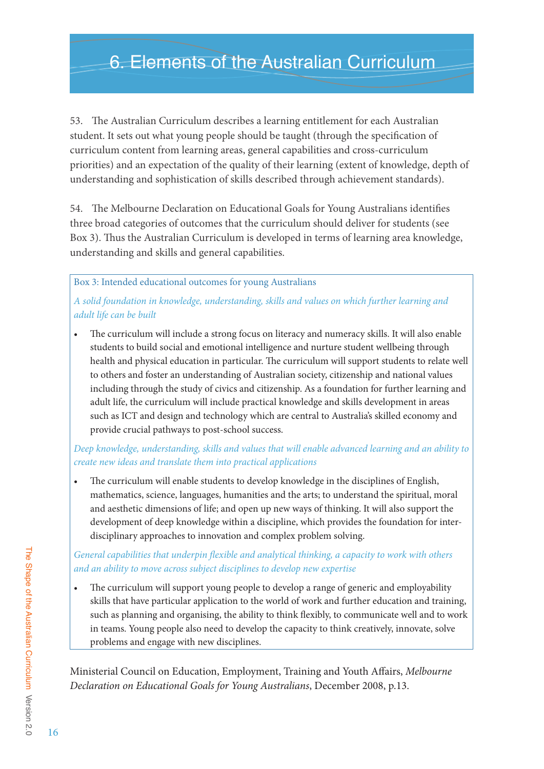# 6. Elements of the Australian Curriculum

53. The Australian Curriculum describes a learning entitlement for each Australian student. It sets out what young people should be taught (through the specification of curriculum content from learning areas, general capabilities and cross-curriculum priorities) and an expectation of the quality of their learning (extent of knowledge, depth of understanding and sophistication of skills described through achievement standards).

54. The Melbourne Declaration on Educational Goals for Young Australians identifies three broad categories of outcomes that the curriculum should deliver for students (see Box 3). Thus the Australian Curriculum is developed in terms of learning area knowledge, understanding and skills and general capabilities.

Box 3: Intended educational outcomes for young Australians

*A solid foundation in knowledge, understanding, skills and values on which further learning and adult life can be built*

- The curriculum will include a strong focus on literacy and numeracy skills. It will also enable students to build social and emotional intelligence and nurture student wellbeing through health and physical education in particular. The curriculum will support students to relate well to others and foster an understanding of Australian society, citizenship and national values including through the study of civics and citizenship. As a foundation for further learning and adult life, the curriculum will include practical knowledge and skills development in areas such as ICT and design and technology which are central to Australia's skilled economy and provide crucial pathways to post-school success.

*Deep knowledge, understanding, skills and values that will enable advanced learning and an ability to create new ideas and translate them into practical applications*

- The curriculum will enable students to develop knowledge in the disciplines of English, mathematics, science, languages, humanities and the arts; to understand the spiritual, moral and aesthetic dimensions of life; and open up new ways of thinking. It will also support the development of deep knowledge within a discipline, which provides the foundation for inter-disciplinary approaches to innovation and complex problem solving.

*General capabilities that underpin flexible and analytical thinking, a capacity to work with others and an ability to move across subject disciplines to develop new expertise*

- The curriculum will support young people to develop a range of generic and employability skills that have particular application to the world of work and further education and training, such as planning and organising, the ability to think flexibly, to communicate well and to work in teams. Young people also need to develop the capacity to think creatively, innovate, solve problems and engage with new disciplines.

Ministerial Council on Education, Employment, Training and Youth Affairs, *Melbourne Declaration on Educational Goals for Young Australians*, December 2008, p.13.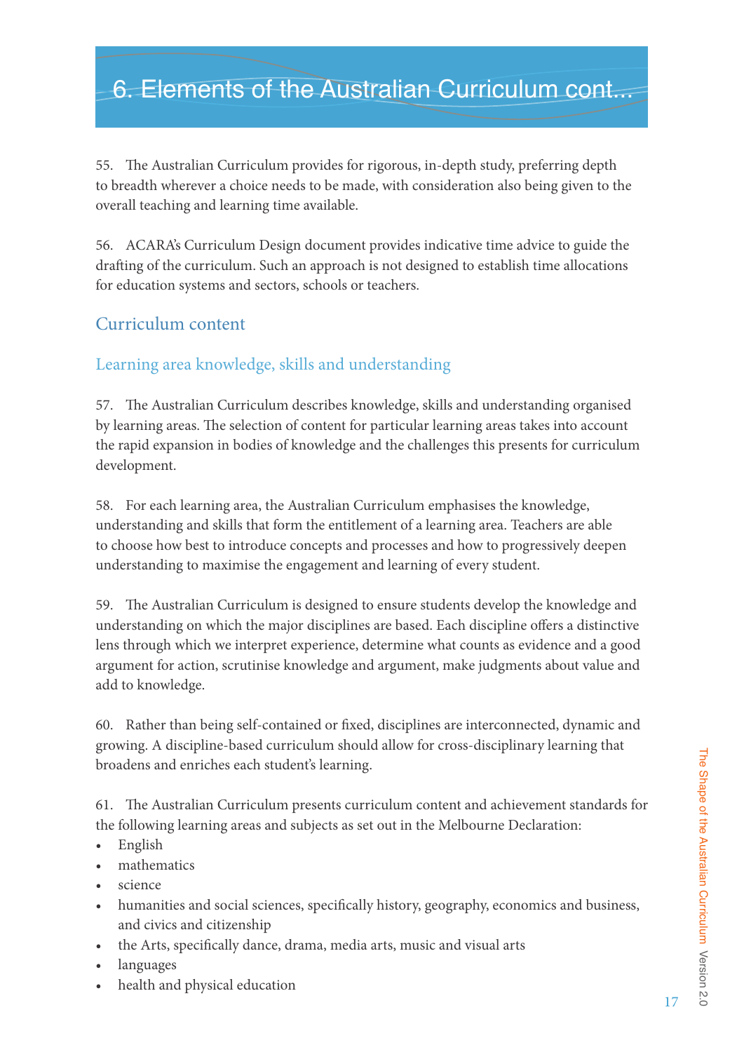# 6. Elements of the Australian Curriculum cont...

55. The Australian Curriculum provides for rigorous, in-depth study, preferring depth to breadth wherever a choice needs to be made, with consideration also being given to the overall teaching and learning time available.

56. ACARA's Curriculum Design document provides indicative time advice to guide the drafting of the curriculum. Such an approach is not designed to establish time allocations for education systems and sectors, schools or teachers.

## Curriculum content

### Learning area knowledge, skills and understanding

57. The Australian Curriculum describes knowledge, skills and understanding organised by learning areas. The selection of content for particular learning areas takes into account the rapid expansion in bodies of knowledge and the challenges this presents for curriculum development.

58. For each learning area, the Australian Curriculum emphasises the knowledge, understanding and skills that form the entitlement of a learning area. Teachers are able to choose how best to introduce concepts and processes and how to progressively deepen understanding to maximise the engagement and learning of every student.

59. The Australian Curriculum is designed to ensure students develop the knowledge and understanding on which the major disciplines are based. Each discipline offers a distinctive lens through which we interpret experience, determine what counts as evidence and a good argument for action, scrutinise knowledge and argument, make judgments about value and add to knowledge.

60. Rather than being self-contained or fixed, disciplines are interconnected, dynamic and growing. A discipline-based curriculum should allow for cross-disciplinary learning that broadens and enriches each student's learning.

61. The Australian Curriculum presents curriculum content and achievement standards for the following learning areas and subjects as set out in the Melbourne Declaration:

- English
- mathematics
- science
- humanities and social sciences, specifically history, geography, economics and business, and civics and citizenship
- the Arts, specifically dance, drama, media arts, music and visual arts
- languages
- health and physical education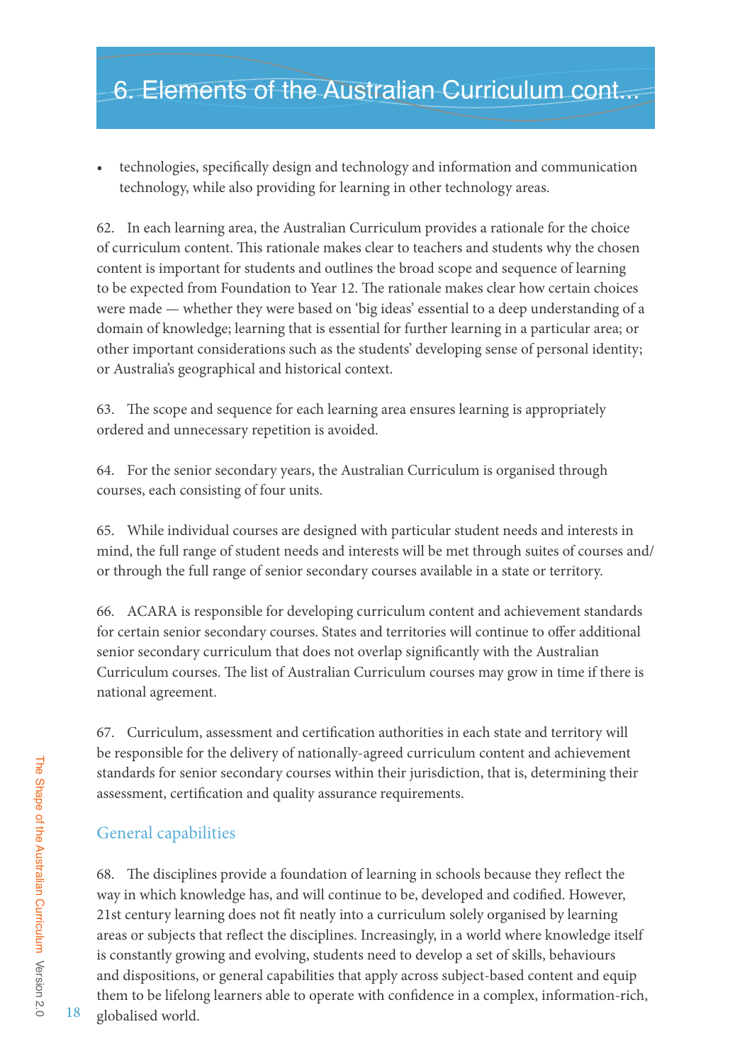# 6. Elements of the Australian Curriculum cont...

- technologies, specifically design and technology and information and communication technology, while also providing for learning in other technology areas.

62. In each learning area, the Australian Curriculum provides a rationale for the choice of curriculum content. This rationale makes clear to teachers and students why the chosen content is important for students and outlines the broad scope and sequence of learning to be expected from Foundation to Year 12. The rationale makes clear how certain choices were made — whether they were based on 'big ideas' essential to a deep understanding of a domain of knowledge; learning that is essential for further learning in a particular area; or other important considerations such as the students' developing sense of personal identity; or Australia's geographical and historical context.

63. The scope and sequence for each learning area ensures learning is appropriately ordered and unnecessary repetition is avoided.

64. For the senior secondary years, the Australian Curriculum is organised through courses, each consisting of four units.

65. While individual courses are designed with particular student needs and interests in mind, the full range of student needs and interests will be met through suites of courses and/or through the full range of senior secondary courses available in a state or territory.

66. ACARA is responsible for developing curriculum content and achievement standards for certain senior secondary courses. States and territories will continue to offer additional senior secondary curriculum that does not overlap significantly with the Australian Curriculum courses. The list of Australian Curriculum courses may grow in time if there is national agreement.

67. Curriculum, assessment and certification authorities in each state and territory will be responsible for the delivery of nationally-agreed curriculum content and achievement standards for senior secondary courses within their jurisdiction, that is, determining their assessment, certification and quality assurance requirements.

## General capabilities

68. The disciplines provide a foundation of learning in schools because they reflect the way in which knowledge has, and will continue to be, developed and codified. However, 21st century learning does not fit neatly into a curriculum solely organised by learning areas or subjects that reflect the disciplines. Increasingly, in a world where knowledge itself is constantly growing and evolving, students need to develop a set of skills, behaviours and dispositions, or general capabilities that apply across subject-based content and equip them to be lifelong learners able to operate with confidence in a complex, information-rich, globalised world.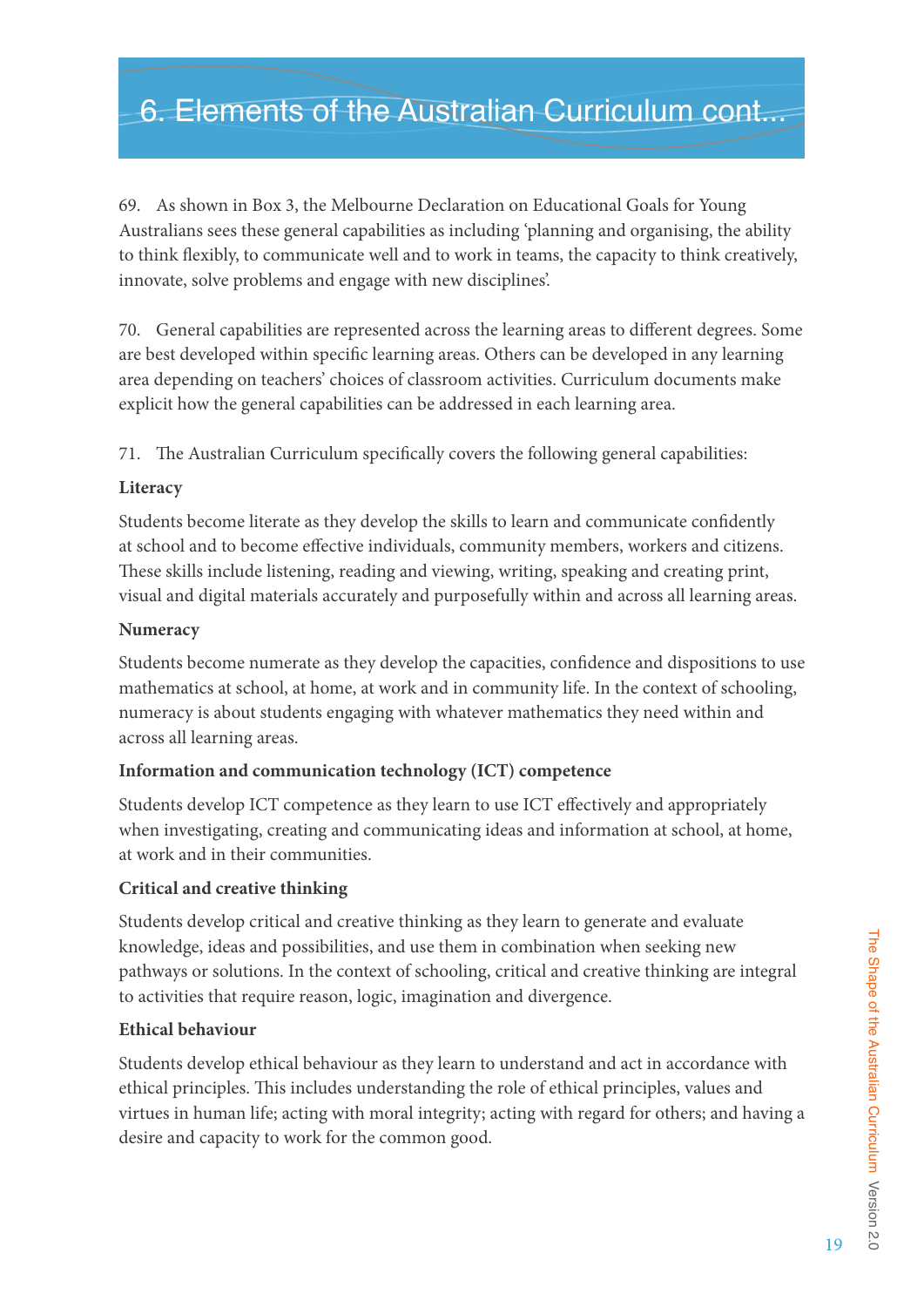# 6. Elements of the Australian Curriculum cont...

69. As shown in Box 3, the Melbourne Declaration on Educational Goals for Young Australians sees these general capabilities as including 'planning and organising, the ability to think flexibly, to communicate well and to work in teams, the capacity to think creatively, innovate, solve problems and engage with new disciplines'.

70. General capabilities are represented across the learning areas to different degrees. Some are best developed within specific learning areas. Others can be developed in any learning area depending on teachers' choices of classroom activities. Curriculum documents make explicit how the general capabilities can be addressed in each learning area.

71. The Australian Curriculum specifically covers the following general capabilities:

**Literacy**

Students become literate as they develop the skills to learn and communicate confidently at school and to become effective individuals, community members, workers and citizens. These skills include listening, reading and viewing, writing, speaking and creating print, visual and digital materials accurately and purposefully within and across all learning areas.

**Numeracy**

Students become numerate as they develop the capacities, confidence and dispositions to use mathematics at school, at home, at work and in community life. In the context of schooling, numeracy is about students engaging with whatever mathematics they need within and across all learning areas.

**Information and communication technology (ICT) competence**

Students develop ICT competence as they learn to use ICT effectively and appropriately when investigating, creating and communicating ideas and information at school, at home, at work and in their communities.

**Critical and creative thinking**

Students develop critical and creative thinking as they learn to generate and evaluate knowledge, ideas and possibilities, and use them in combination when seeking new pathways or solutions. In the context of schooling, critical and creative thinking are integral to activities that require reason, logic, imagination and divergence.

**Ethical behaviour**

Students develop ethical behaviour as they learn to understand and act in accordance with ethical principles. This includes understanding the role of ethical principles, values and virtues in human life; acting with moral integrity; acting with regard for others; and having a desire and capacity to work for the common good.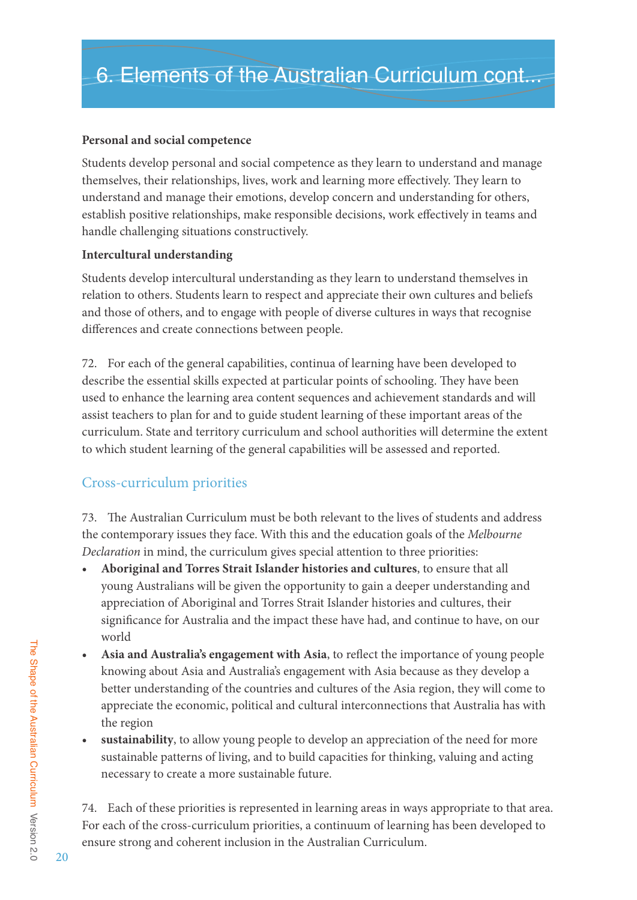# 6. Elements of the Australian Curriculum cont...

**Personal and social competence**

Students develop personal and social competence as they learn to understand and manage themselves, their relationships, lives, work and learning more effectively. They learn to understand and manage their emotions, develop concern and understanding for others, establish positive relationships, make responsible decisions, work effectively in teams and handle challenging situations constructively.

**Intercultural understanding**

Students develop intercultural understanding as they learn to understand themselves in relation to others. Students learn to respect and appreciate their own cultures and beliefs and those of others, and to engage with people of diverse cultures in ways that recognise differences and create connections between people.

72. For each of the general capabilities, continua of learning have been developed to describe the essential skills expected at particular points of schooling. They have been used to enhance the learning area content sequences and achievement standards and will assist teachers to plan for and to guide student learning of these important areas of the curriculum. State and territory curriculum and school authorities will determine the extent to which student learning of the general capabilities will be assessed and reported.

## Cross-curriculum priorities

73. The Australian Curriculum must be both relevant to the lives of students and address the contemporary issues they face. With this and the education goals of the *Melbourne Declaration* in mind, the curriculum gives special attention to three priorities:

- **Aboriginal and Torres Strait Islander histories and cultures**, to ensure that all young Australians will be given the opportunity to gain a deeper understanding and appreciation of Aboriginal and Torres Strait Islander histories and cultures, their significance for Australia and the impact these have had, and continue to have, on our world
- **Asia and Australia's engagement with Asia**, to reflect the importance of young people knowing about Asia and Australia's engagement with Asia because as they develop a better understanding of the countries and cultures of the Asia region, they will come to appreciate the economic, political and cultural interconnections that Australia has with the region
- **sustainability**, to allow young people to develop an appreciation of the need for more sustainable patterns of living, and to build capacities for thinking, valuing and acting necessary to create a more sustainable future.

74. Each of these priorities is represented in learning areas in ways appropriate to that area. For each of the cross-curriculum priorities, a continuum of learning has been developed to ensure strong and coherent inclusion in the Australian Curriculum.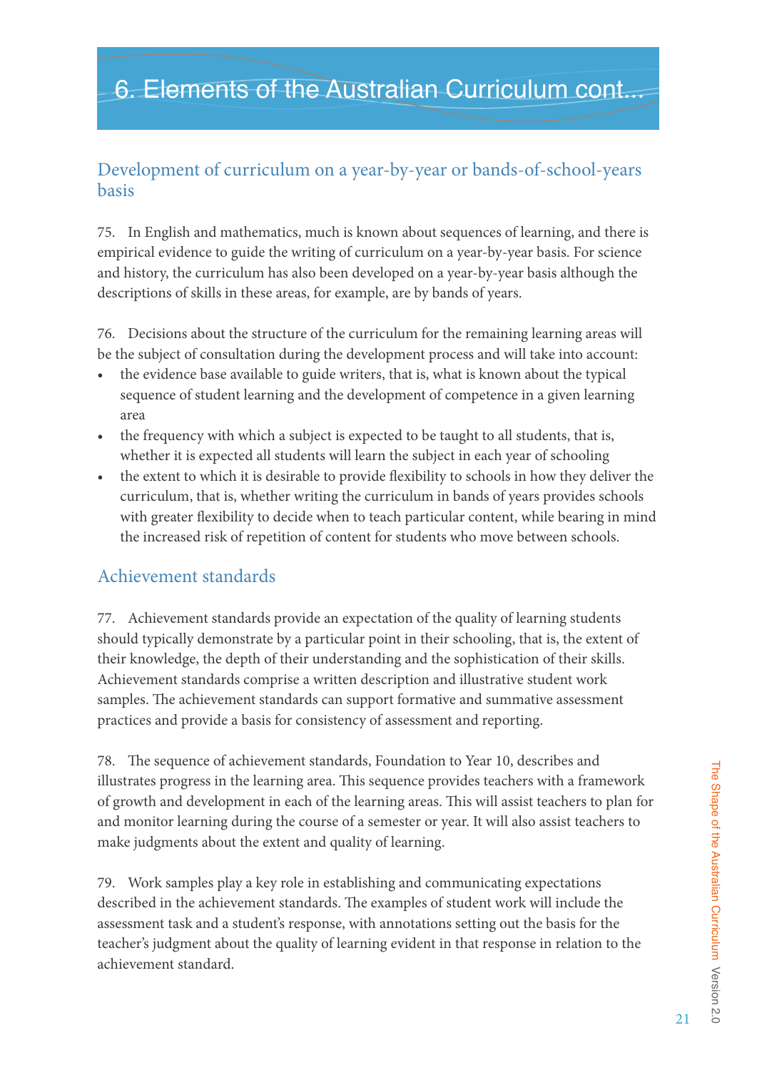# 6. Elements of the Australian Curriculum cont...

## Development of curriculum on a year-by-year or bands-of-school-years basis

75. In English and mathematics, much is known about sequences of learning, and there is empirical evidence to guide the writing of curriculum on a year-by-year basis. For science and history, the curriculum has also been developed on a year-by-year basis although the descriptions of skills in these areas, for example, are by bands of years.

76. Decisions about the structure of the curriculum for the remaining learning areas will be the subject of consultation during the development process and will take into account:

- the evidence base available to guide writers, that is, what is known about the typical sequence of student learning and the development of competence in a given learning area
- the frequency with which a subject is expected to be taught to all students, that is, whether it is expected all students will learn the subject in each year of schooling
- the extent to which it is desirable to provide flexibility to schools in how they deliver the curriculum, that is, whether writing the curriculum in bands of years provides schools with greater flexibility to decide when to teach particular content, while bearing in mind the increased risk of repetition of content for students who move between schools.

## Achievement standards

77. Achievement standards provide an expectation of the quality of learning students should typically demonstrate by a particular point in their schooling, that is, the extent of their knowledge, the depth of their understanding and the sophistication of their skills. Achievement standards comprise a written description and illustrative student work samples. The achievement standards can support formative and summative assessment practices and provide a basis for consistency of assessment and reporting.

78. The sequence of achievement standards, Foundation to Year 10, describes and illustrates progress in the learning area. This sequence provides teachers with a framework of growth and development in each of the learning areas. This will assist teachers to plan for and monitor learning during the course of a semester or year. It will also assist teachers to make judgments about the extent and quality of learning.

79. Work samples play a key role in establishing and communicating expectations described in the achievement standards. The examples of student work will include the assessment task and a student's response, with annotations setting out the basis for the teacher's judgment about the quality of learning evident in that response in relation to the achievement standard.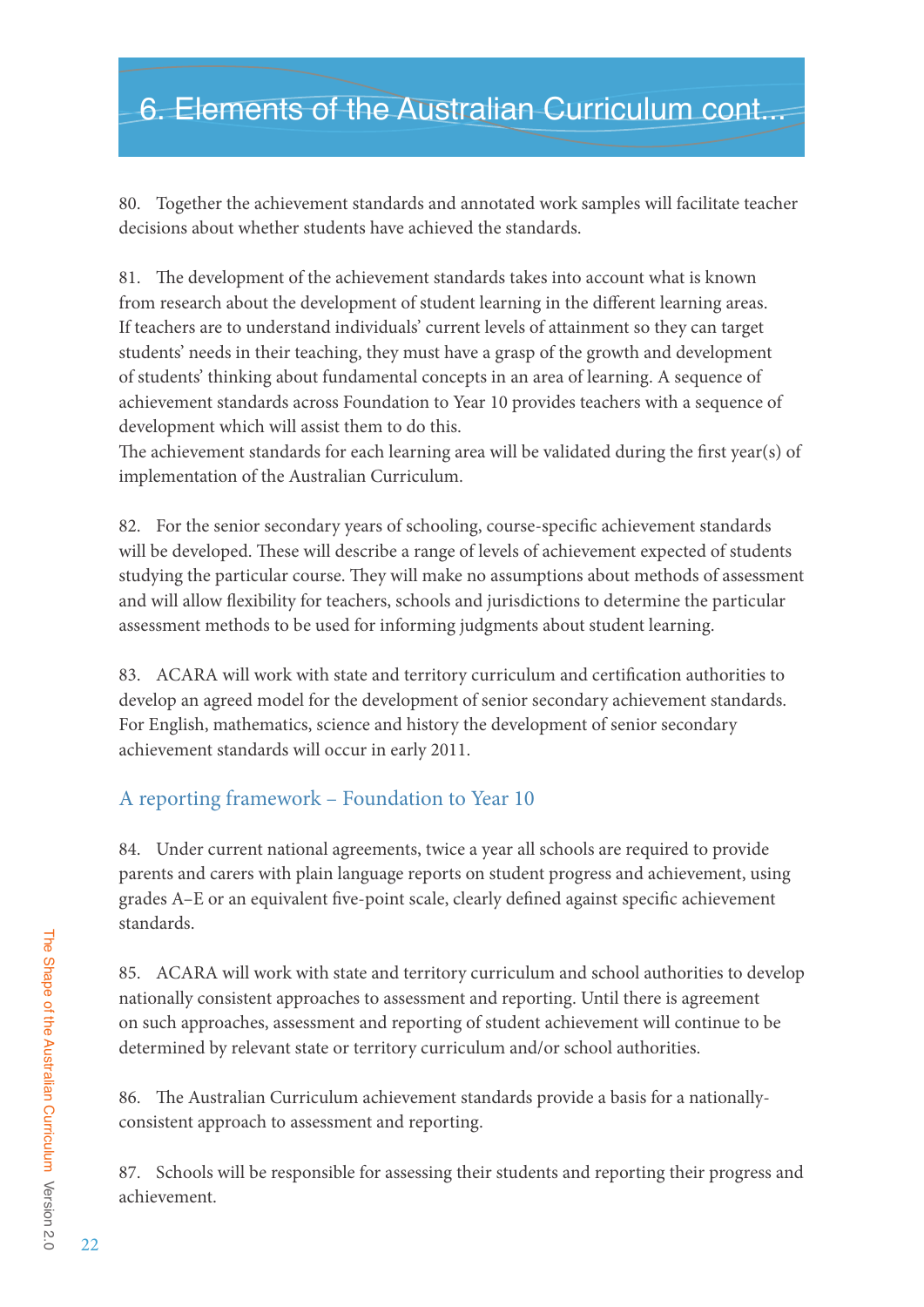# 6. Elements of the Australian Curriculum cont...

80. Together the achievement standards and annotated work samples will facilitate teacher decisions about whether students have achieved the standards.

81. The development of the achievement standards takes into account what is known from research about the development of student learning in the different learning areas. If teachers are to understand individuals' current levels of attainment so they can target students' needs in their teaching, they must have a grasp of the growth and development of students' thinking about fundamental concepts in an area of learning. A sequence of achievement standards across Foundation to Year 10 provides teachers with a sequence of development which will assist them to do this.
The achievement standards for each learning area will be validated during the first year(s) of implementation of the Australian Curriculum.

82. For the senior secondary years of schooling, course-specific achievement standards will be developed. These will describe a range of levels of achievement expected of students studying the particular course. They will make no assumptions about methods of assessment and will allow flexibility for teachers, schools and jurisdictions to determine the particular assessment methods to be used for informing judgments about student learning.

83. ACARA will work with state and territory curriculum and certification authorities to develop an agreed model for the development of senior secondary achievement standards. For English, mathematics, science and history the development of senior secondary achievement standards will occur in early 2011.

## A reporting framework – Foundation to Year 10

84. Under current national agreements, twice a year all schools are required to provide parents and carers with plain language reports on student progress and achievement, using grades A–E or an equivalent five-point scale, clearly defined against specific achievement standards.

85. ACARA will work with state and territory curriculum and school authorities to develop nationally consistent approaches to assessment and reporting. Until there is agreement on such approaches, assessment and reporting of student achievement will continue to be determined by relevant state or territory curriculum and/or school authorities.

86. The Australian Curriculum achievement standards provide a basis for a nationally-consistent approach to assessment and reporting.

87. Schools will be responsible for assessing their students and reporting their progress and achievement.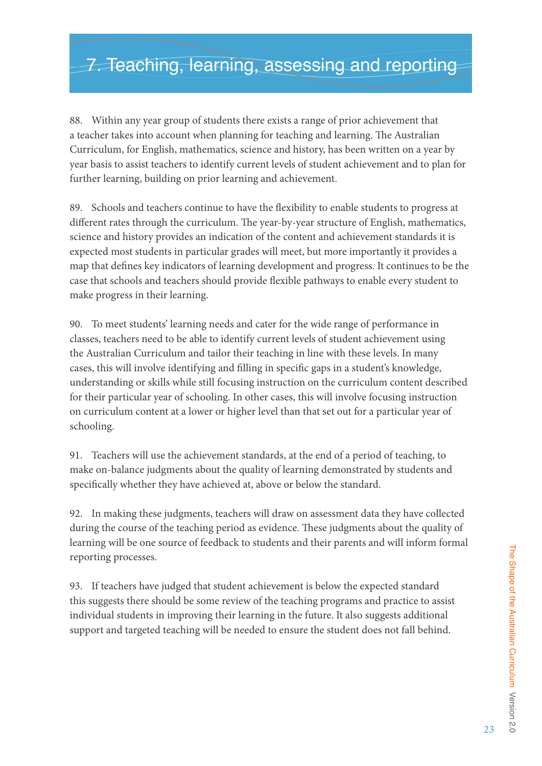# 7. Teaching, learning, assessing and reporting

88. Within any year group of students there exists a range of prior achievement that a teacher takes into account when planning for teaching and learning. The Australian Curriculum, for English, mathematics, science and history, has been written on a year by year basis to assist teachers to identify current levels of student achievement and to plan for further learning, building on prior learning and achievement.

89. Schools and teachers continue to have the flexibility to enable students to progress at different rates through the curriculum. The year-by-year structure of English, mathematics, science and history provides an indication of the content and achievement standards it is expected most students in particular grades will meet, but more importantly it provides a map that defines key indicators of learning development and progress. It continues to be the case that schools and teachers should provide flexible pathways to enable every student to make progress in their learning.

90. To meet students' learning needs and cater for the wide range of performance in classes, teachers need to be able to identify current levels of student achievement using the Australian Curriculum and tailor their teaching in line with these levels. In many cases, this will involve identifying and filling in specific gaps in a student's knowledge, understanding or skills while still focusing instruction on the curriculum content described for their particular year of schooling. In other cases, this will involve focusing instruction on curriculum content at a lower or higher level than that set out for a particular year of schooling.

91. Teachers will use the achievement standards, at the end of a period of teaching, to make on-balance judgments about the quality of learning demonstrated by students and specifically whether they have achieved at, above or below the standard.

92. In making these judgments, teachers will draw on assessment data they have collected during the course of the teaching period as evidence. These judgments about the quality of learning will be one source of feedback to students and their parents and will inform formal reporting processes.

93. If teachers have judged that student achievement is below the expected standard this suggests there should be some review of the teaching programs and practice to assist individual students in improving their learning in the future. It also suggests additional support and targeted teaching will be needed to ensure the student does not fall behind.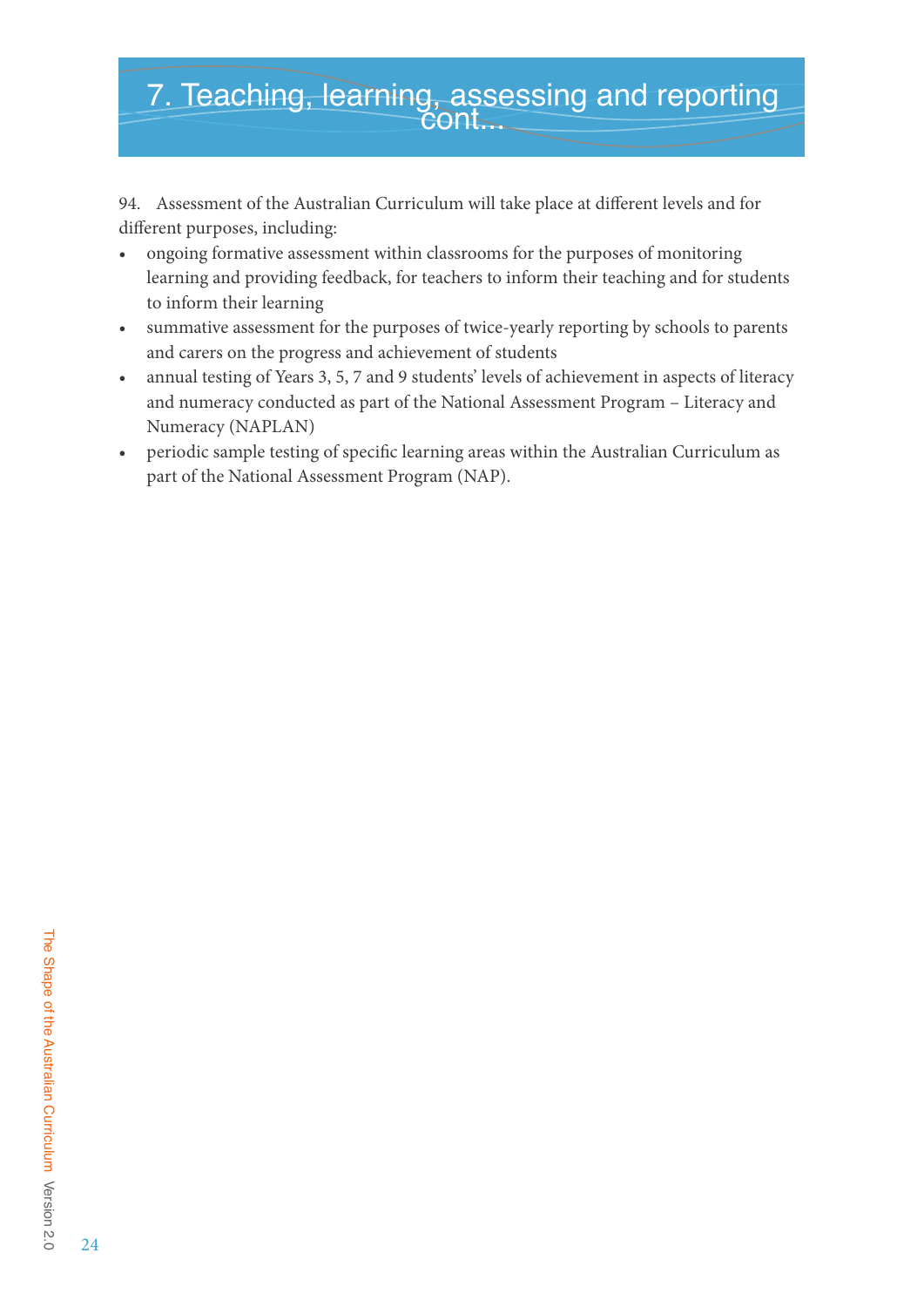# 7. Teaching, learning, assessing and reporting cont...

94. Assessment of the Australian Curriculum will take place at different levels and for different purposes, including:

- ongoing formative assessment within classrooms for the purposes of monitoring learning and providing feedback, for teachers to inform their teaching and for students to inform their learning
- summative assessment for the purposes of twice-yearly reporting by schools to parents and carers on the progress and achievement of students
- annual testing of Years 3, 5, 7 and 9 students' levels of achievement in aspects of literacy and numeracy conducted as part of the National Assessment Program – Literacy and Numeracy (NAPLAN)
- periodic sample testing of specific learning areas within the Australian Curriculum as part of the National Assessment Program (NAP).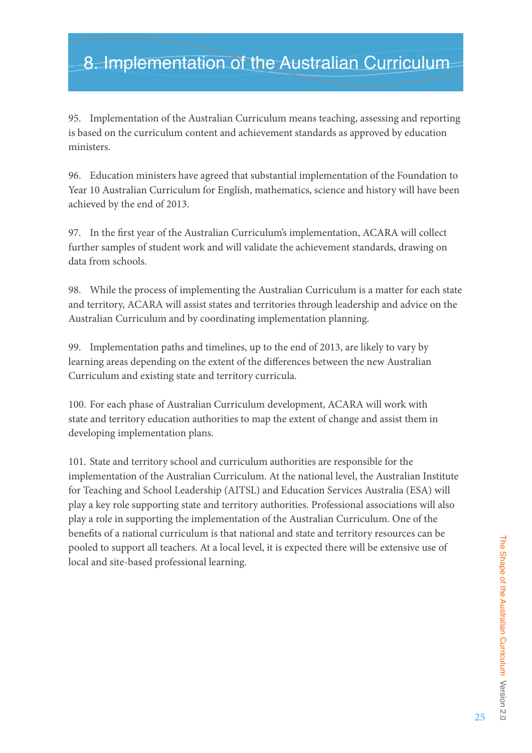# 8. Implementation of the Australian Curriculum

95. Implementation of the Australian Curriculum means teaching, assessing and reporting is based on the curriculum content and achievement standards as approved by education ministers.

96. Education ministers have agreed that substantial implementation of the Foundation to Year 10 Australian Curriculum for English, mathematics, science and history will have been achieved by the end of 2013.

97. In the first year of the Australian Curriculum's implementation, ACARA will collect further samples of student work and will validate the achievement standards, drawing on data from schools.

98. While the process of implementing the Australian Curriculum is a matter for each state and territory, ACARA will assist states and territories through leadership and advice on the Australian Curriculum and by coordinating implementation planning.

99. Implementation paths and timelines, up to the end of 2013, are likely to vary by learning areas depending on the extent of the differences between the new Australian Curriculum and existing state and territory curricula.

100. For each phase of Australian Curriculum development, ACARA will work with state and territory education authorities to map the extent of change and assist them in developing implementation plans.

101. State and territory school and curriculum authorities are responsible for the implementation of the Australian Curriculum. At the national level, the Australian Institute for Teaching and School Leadership (AITSL) and Education Services Australia (ESA) will play a key role supporting state and territory authorities. Professional associations will also play a role in supporting the implementation of the Australian Curriculum. One of the benefits of a national curriculum is that national and state and territory resources can be pooled to support all teachers. At a local level, it is expected there will be extensive use of local and site-based professional learning.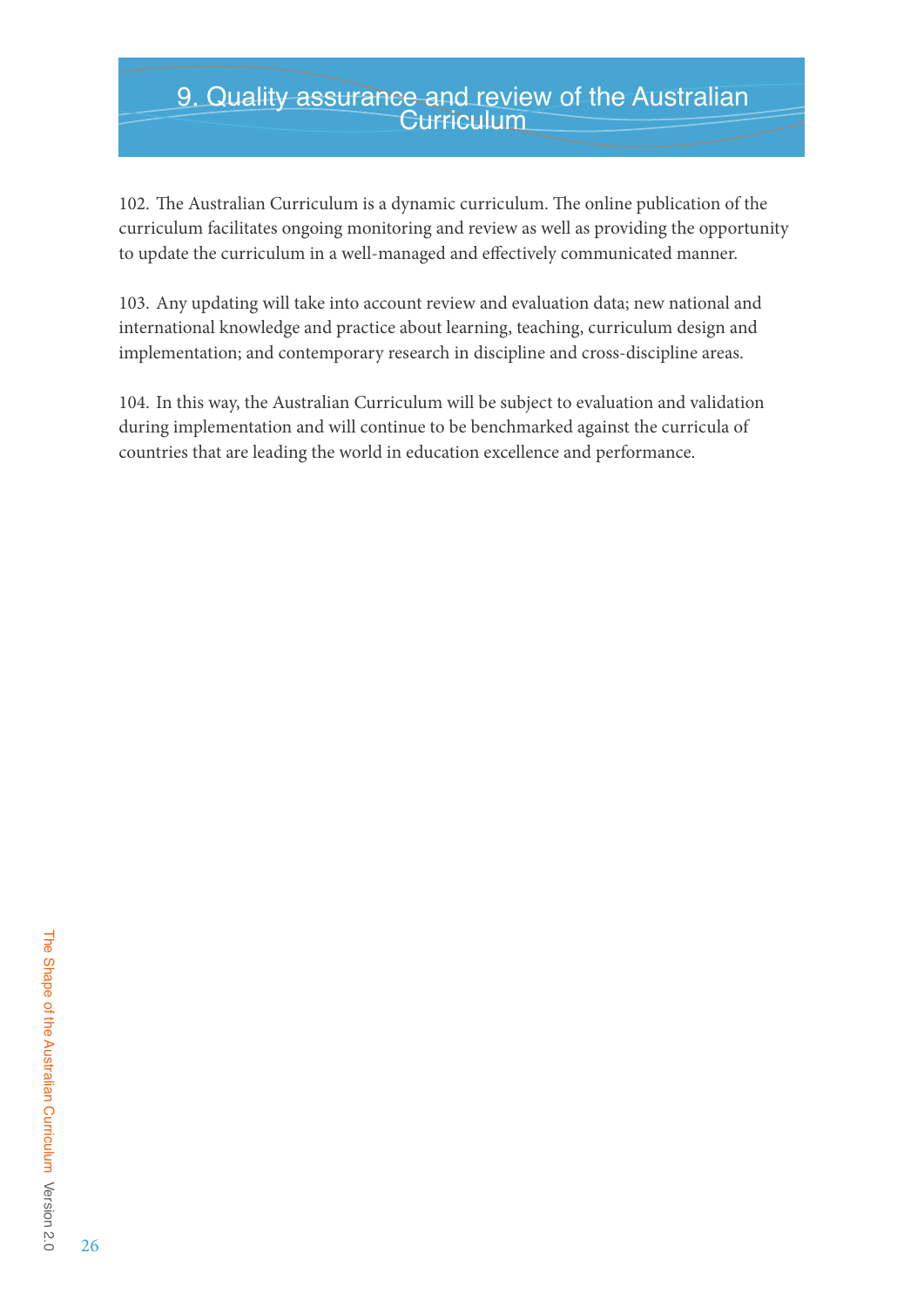# 9. Quality assurance and review of the Australian Curriculum

102. The Australian Curriculum is a dynamic curriculum. The online publication of the curriculum facilitates ongoing monitoring and review as well as providing the opportunity to update the curriculum in a well-managed and effectively communicated manner.

103. Any updating will take into account review and evaluation data; new national and international knowledge and practice about learning, teaching, curriculum design and implementation; and contemporary research in discipline and cross-discipline areas.

104. In this way, the Australian Curriculum will be subject to evaluation and validation during implementation and will continue to be benchmarked against the curricula of countries that are leading the world in education excellence and performance.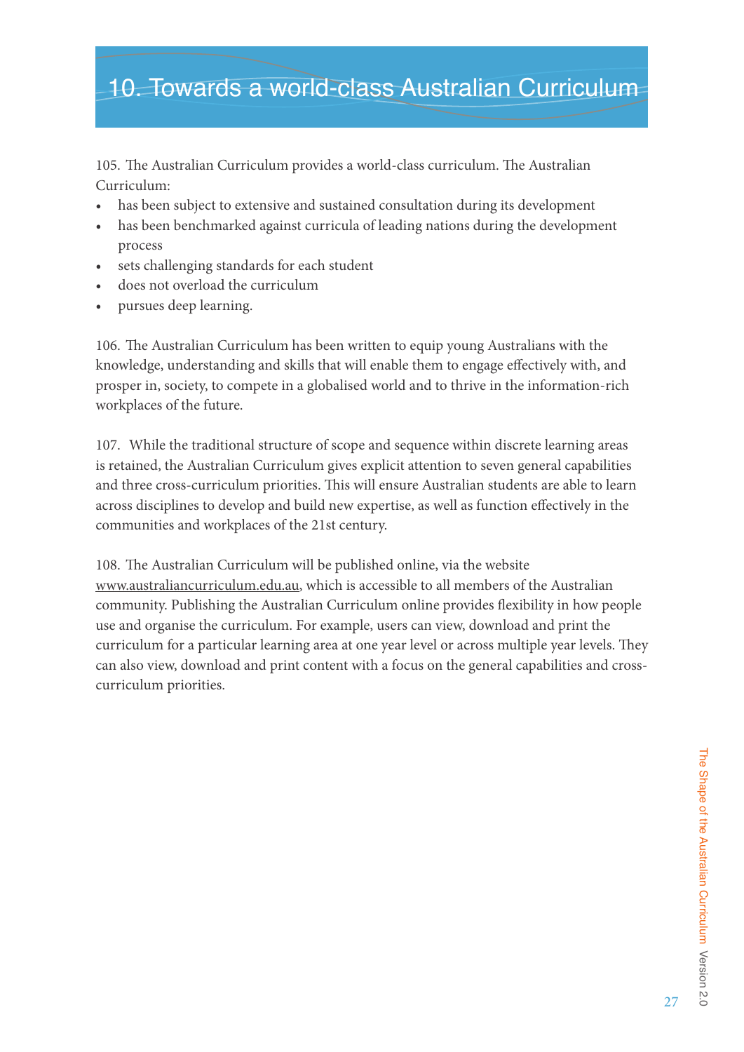# 10. Towards a world-class Australian Curriculum

105. The Australian Curriculum provides a world-class curriculum. The Australian Curriculum:

- has been subject to extensive and sustained consultation during its development
- has been benchmarked against curricula of leading nations during the development process
- sets challenging standards for each student
- does not overload the curriculum
- pursues deep learning.

106. The Australian Curriculum has been written to equip young Australians with the knowledge, understanding and skills that will enable them to engage effectively with, and prosper in, society, to compete in a globalised world and to thrive in the information-rich workplaces of the future.

107. While the traditional structure of scope and sequence within discrete learning areas is retained, the Australian Curriculum gives explicit attention to seven general capabilities and three cross-curriculum priorities. This will ensure Australian students are able to learn across disciplines to develop and build new expertise, as well as function effectively in the communities and workplaces of the 21st century.

108. The Australian Curriculum will be published online, via the website www.australiancurriculum.edu.au, which is accessible to all members of the Australian community. Publishing the Australian Curriculum online provides flexibility in how people use and organise the curriculum. For example, users can view, download and print the curriculum for a particular learning area at one year level or across multiple year levels. They can also view, download and print content with a focus on the general capabilities and cross-curriculum priorities.